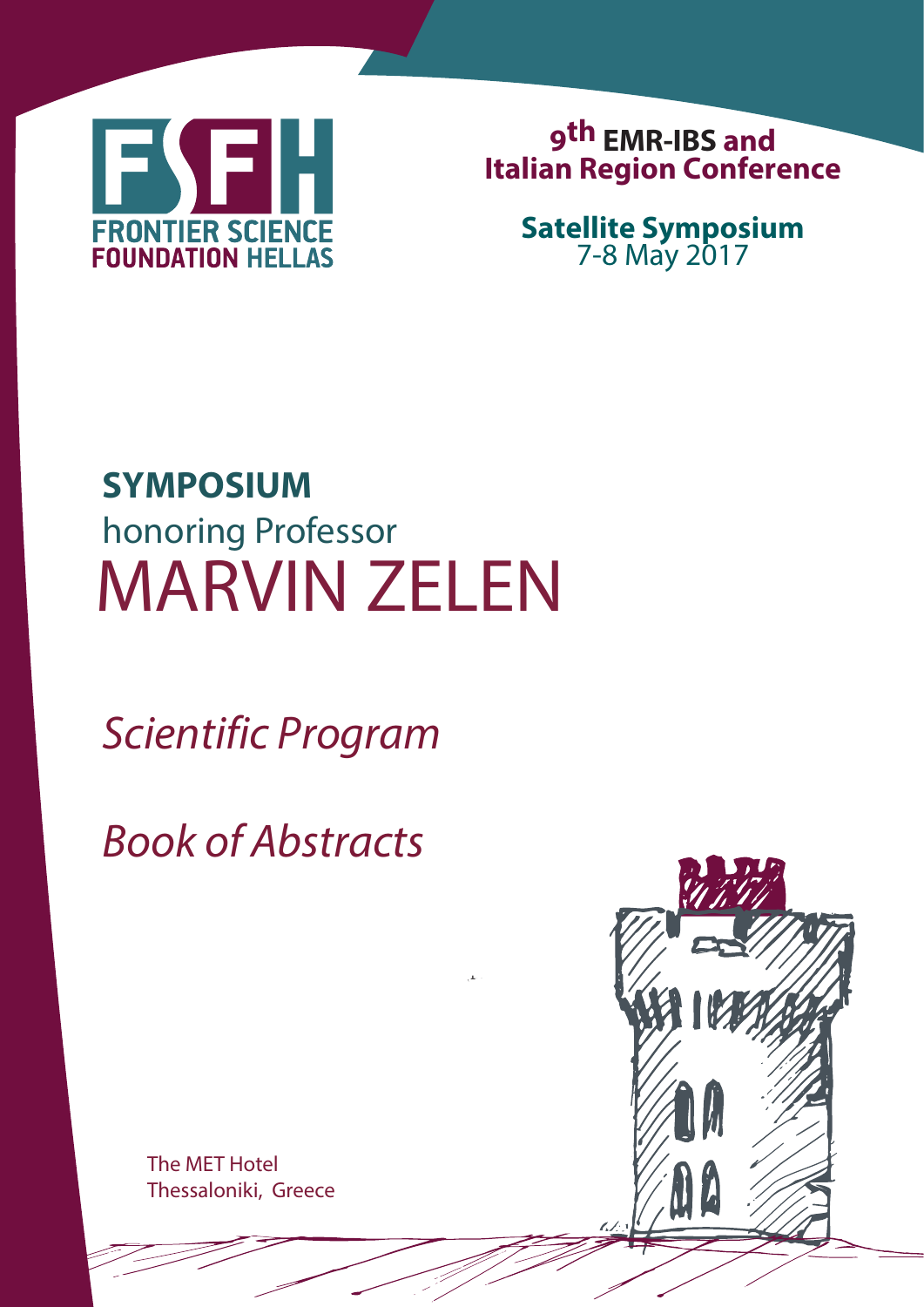FSFH
FRONTIER SCIENCE
FOUNDATION HELLAS

**9th EMR-IBS and Italian Region Conference**

**Satellite Symposium**
7-8 May 2017

# SYMPOSIUM
## honoring Professor
# MARVIN ZELEN

*Scientific Program*

*Book of Abstracts*

The MET Hotel
Thessaloniki, Greece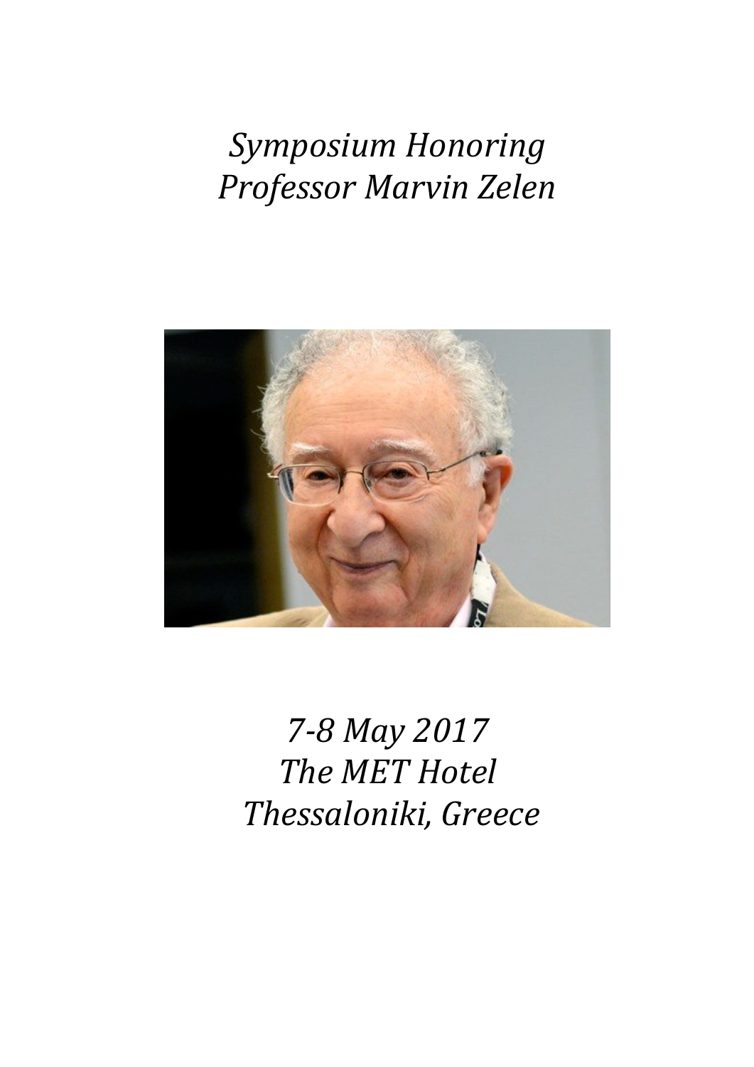*Symposium Honoring Professor Marvin Zelen*

*7-8 May 2017*

*The MET Hotel*

*Thessaloniki, Greece*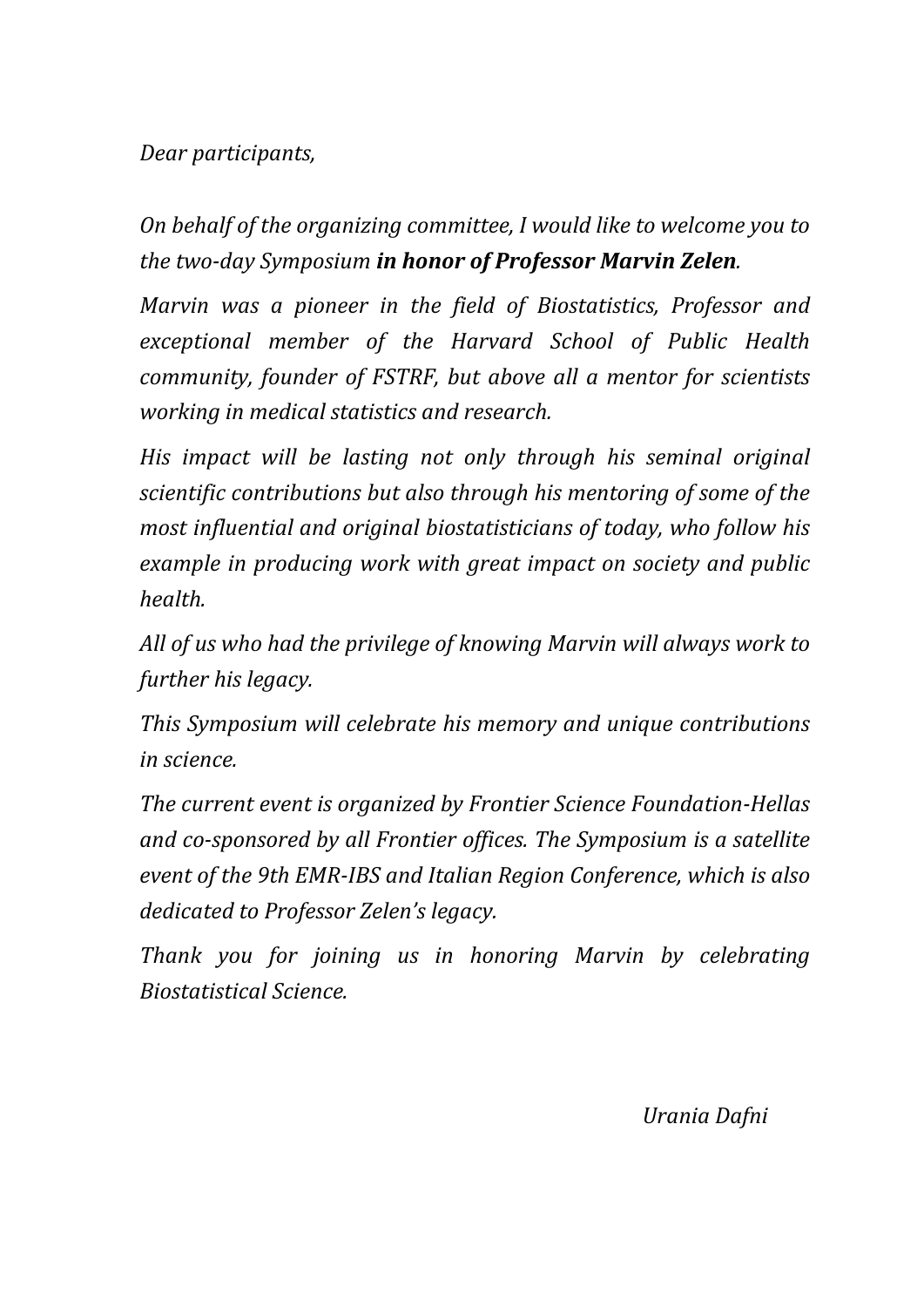*Dear participants,*

*On behalf of the organizing committee, I would like to welcome you to the two-day Symposium* ***in honor of Professor Marvin Zelen****.*

*Marvin was a pioneer in the field of Biostatistics, Professor and exceptional member of the Harvard School of Public Health community, founder of FSTRF, but above all a mentor for scientists working in medical statistics and research.*

*His impact will be lasting not only through his seminal original scientific contributions but also through his mentoring of some of the most influential and original biostatisticians of today, who follow his example in producing work with great impact on society and public health.*

*All of us who had the privilege of knowing Marvin will always work to further his legacy.*

*This Symposium will celebrate his memory and unique contributions in science.*

*The current event is organized by Frontier Science Foundation-Hellas and co-sponsored by all Frontier offices. The Symposium is a satellite event of the 9th EMR-IBS and Italian Region Conference, which is also dedicated to Professor Zelen's legacy.*

*Thank you for joining us in honoring Marvin by celebrating Biostatistical Science.*

*Urania Dafni*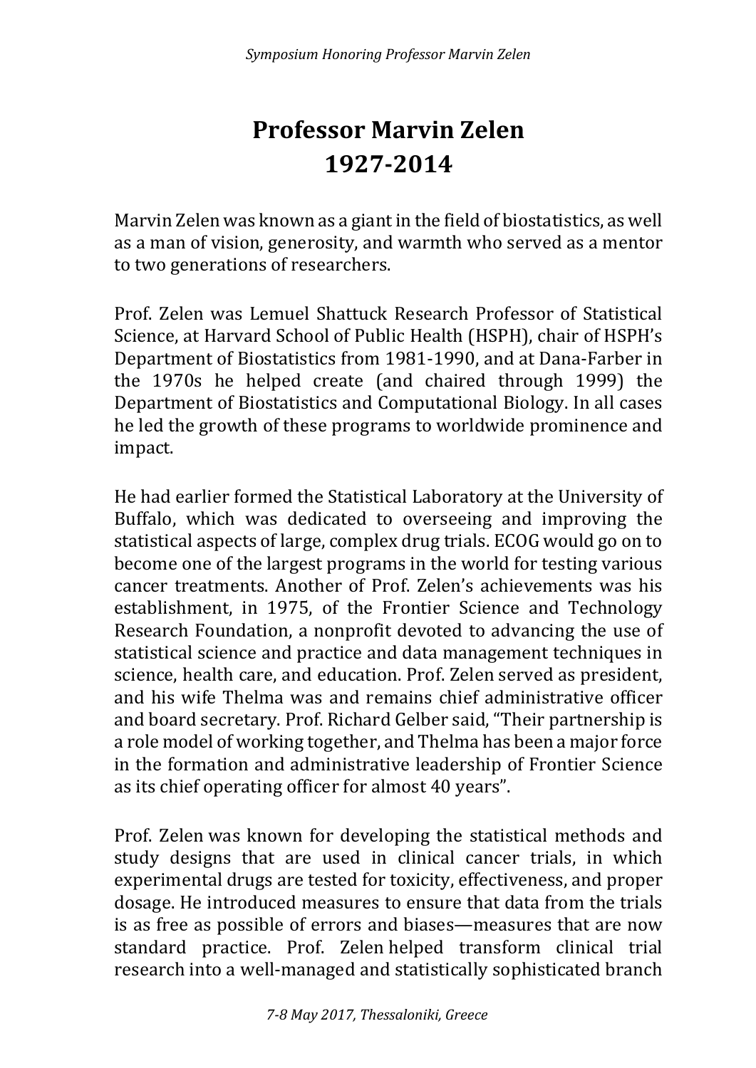# Professor Marvin Zelen
# 1927-2014

Marvin Zelen was known as a giant in the field of biostatistics, as well as a man of vision, generosity, and warmth who served as a mentor to two generations of researchers.

Prof. Zelen was Lemuel Shattuck Research Professor of Statistical Science, at Harvard School of Public Health (HSPH), chair of HSPH's Department of Biostatistics from 1981-1990, and at Dana-Farber in the 1970s he helped create (and chaired through 1999) the Department of Biostatistics and Computational Biology. In all cases he led the growth of these programs to worldwide prominence and impact.

He had earlier formed the Statistical Laboratory at the University of Buffalo, which was dedicated to overseeing and improving the statistical aspects of large, complex drug trials. ECOG would go on to become one of the largest programs in the world for testing various cancer treatments. Another of Prof. Zelen's achievements was his establishment, in 1975, of the Frontier Science and Technology Research Foundation, a nonprofit devoted to advancing the use of statistical science and practice and data management techniques in science, health care, and education. Prof. Zelen served as president, and his wife Thelma was and remains chief administrative officer and board secretary. Prof. Richard Gelber said, "Their partnership is a role model of working together, and Thelma has been a major force in the formation and administrative leadership of Frontier Science as its chief operating officer for almost 40 years".

Prof. Zelen was known for developing the statistical methods and study designs that are used in clinical cancer trials, in which experimental drugs are tested for toxicity, effectiveness, and proper dosage. He introduced measures to ensure that data from the trials is as free as possible of errors and biases—measures that are now standard practice. Prof. Zelen helped transform clinical trial research into a well-managed and statistically sophisticated branch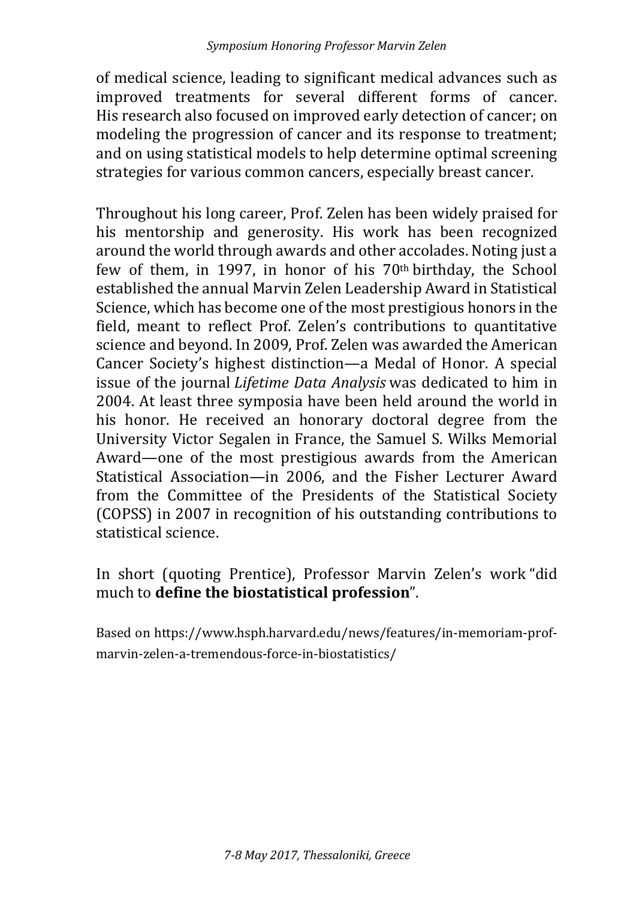of medical science, leading to significant medical advances such as improved treatments for several different forms of cancer. His research also focused on improved early detection of cancer; on modeling the progression of cancer and its response to treatment; and on using statistical models to help determine optimal screening strategies for various common cancers, especially breast cancer.

Throughout his long career, Prof. Zelen has been widely praised for his mentorship and generosity. His work has been recognized around the world through awards and other accolades. Noting just a few of them, in 1997, in honor of his 70th birthday, the School established the annual Marvin Zelen Leadership Award in Statistical Science, which has become one of the most prestigious honors in the field, meant to reflect Prof. Zelen's contributions to quantitative science and beyond. In 2009, Prof. Zelen was awarded the American Cancer Society's highest distinction—a Medal of Honor. A special issue of the journal *Lifetime Data Analysis* was dedicated to him in 2004. At least three symposia have been held around the world in his honor. He received an honorary doctoral degree from the University Victor Segalen in France, the Samuel S. Wilks Memorial Award—one of the most prestigious awards from the American Statistical Association—in 2006, and the Fisher Lecturer Award from the Committee of the Presidents of the Statistical Society (COPSS) in 2007 in recognition of his outstanding contributions to statistical science.

In short (quoting Prentice), Professor Marvin Zelen's work "did much to **define the biostatistical profession**".

Based on https://www.hsph.harvard.edu/news/features/in-memoriam-prof-marvin-zelen-a-tremendous-force-in-biostatistics/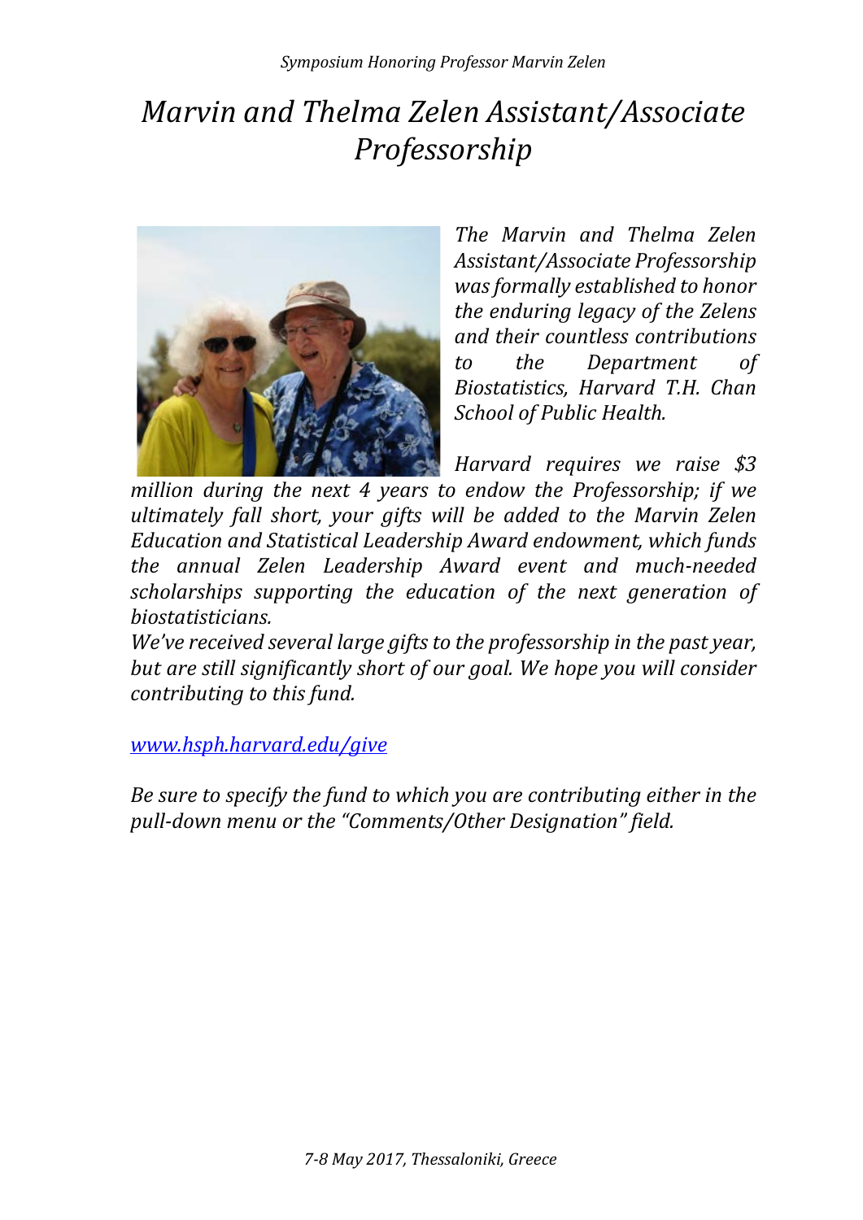# *Marvin and Thelma Zelen Assistant/Associate Professorship*

*The Marvin and Thelma Zelen Assistant/Associate Professorship was formally established to honor the enduring legacy of the Zelens and their countless contributions to the Department of Biostatistics, Harvard T.H. Chan School of Public Health.*

*Harvard requires we raise $3 million during the next 4 years to endow the Professorship; if we ultimately fall short, your gifts will be added to the Marvin Zelen Education and Statistical Leadership Award endowment, which funds the annual Zelen Leadership Award event and much-needed scholarships supporting the education of the next generation of biostatisticians.*

*We've received several large gifts to the professorship in the past year, but are still significantly short of our goal. We hope you will consider contributing to this fund.*

*[www.hsph.harvard.edu/give](http://www.hsph.harvard.edu/give)*

*Be sure to specify the fund to which you are contributing either in the pull-down menu or the "Comments/Other Designation" field.*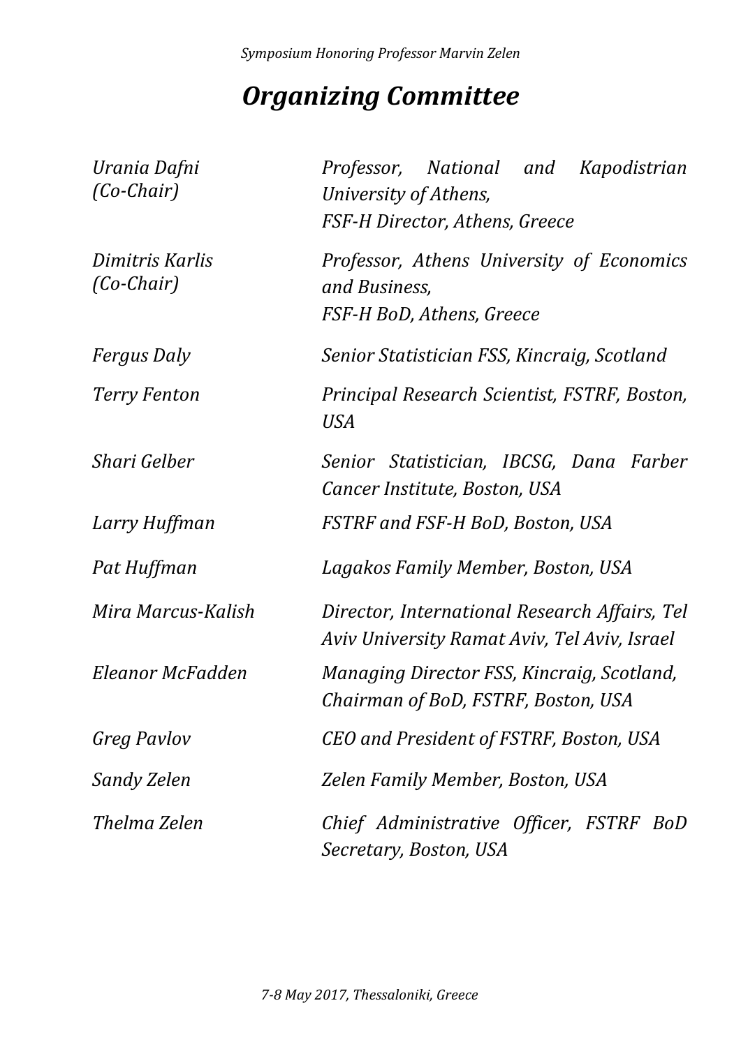# *Organizing Committee*

| | |
|---|---|
| *Urania Dafni (Co-Chair)* | *Professor, National and Kapodistrian University of Athens, FSF-H Director, Athens, Greece* |
| *Dimitris Karlis (Co-Chair)* | *Professor, Athens University of Economics and Business, FSF-H BoD, Athens, Greece* |
| *Fergus Daly* | *Senior Statistician FSS, Kincraig, Scotland* |
| *Terry Fenton* | *Principal Research Scientist, FSTRF, Boston, USA* |
| *Shari Gelber* | *Senior Statistician, IBCSG, Dana Farber Cancer Institute, Boston, USA* |
| *Larry Huffman* | *FSTRF and FSF-H BoD, Boston, USA* |
| *Pat Huffman* | *Lagakos Family Member, Boston, USA* |
| *Mira Marcus-Kalish* | *Director, International Research Affairs, Tel Aviv University Ramat Aviv, Tel Aviv, Israel* |
| *Eleanor McFadden* | *Managing Director FSS, Kincraig, Scotland, Chairman of BoD, FSTRF, Boston, USA* |
| *Greg Pavlov* | *CEO and President of FSTRF, Boston, USA* |
| *Sandy Zelen* | *Zelen Family Member, Boston, USA* |
| *Thelma Zelen* | *Chief Administrative Officer, FSTRF BoD Secretary, Boston, USA* |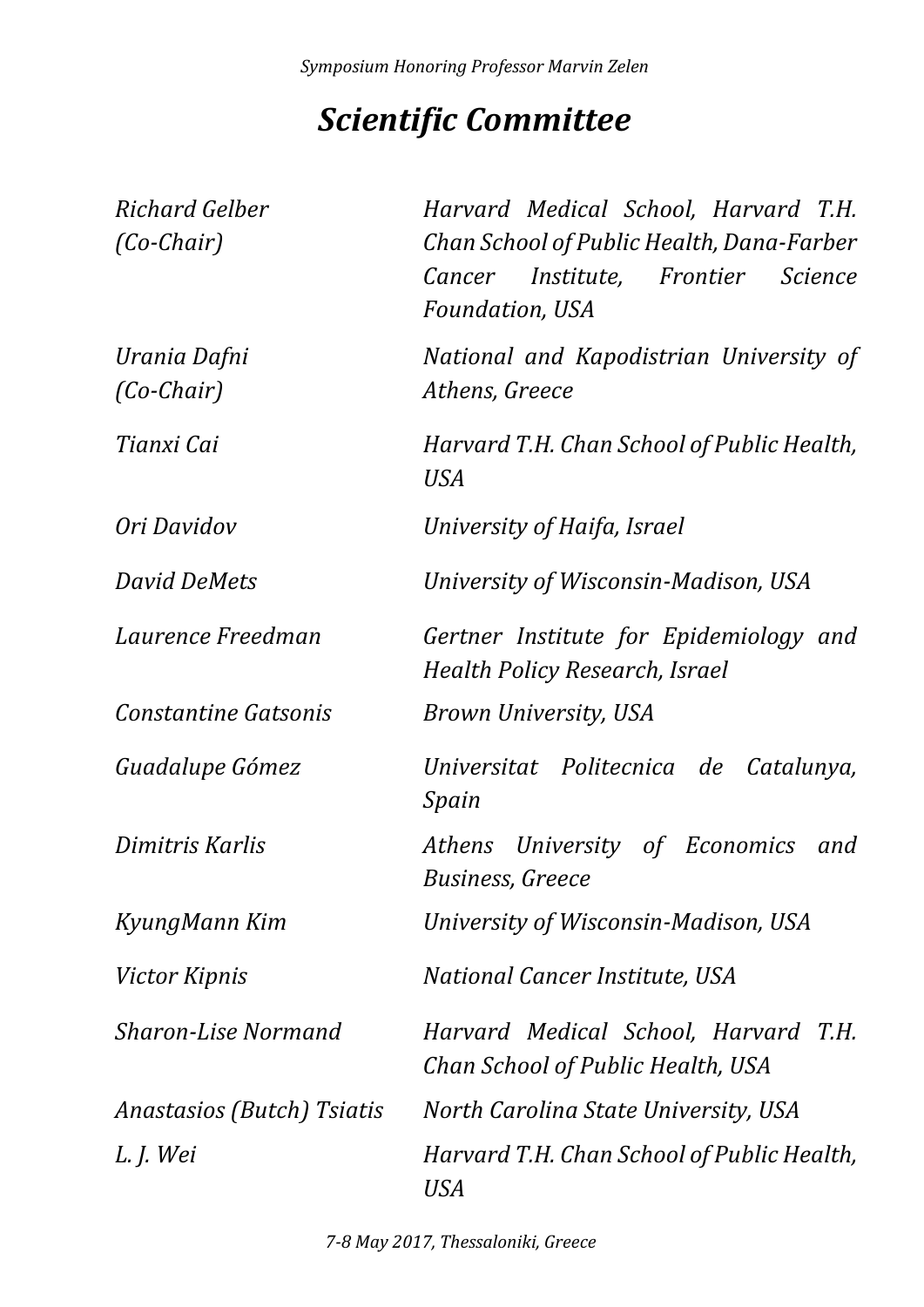# *Scientific Committee*

| | |
|---|---|
| *Richard Gelber (Co-Chair)* | *Harvard Medical School, Harvard T.H. Chan School of Public Health, Dana-Farber Cancer Institute, Frontier Science Foundation, USA* |
| *Urania Dafni (Co-Chair)* | *National and Kapodistrian University of Athens, Greece* |
| *Tianxi Cai* | *Harvard T.H. Chan School of Public Health, USA* |
| *Ori Davidov* | *University of Haifa, Israel* |
| *David DeMets* | *University of Wisconsin-Madison, USA* |
| *Laurence Freedman* | *Gertner Institute for Epidemiology and Health Policy Research, Israel* |
| *Constantine Gatsonis* | *Brown University, USA* |
| *Guadalupe Gómez* | *Universitat Politecnica de Catalunya, Spain* |
| *Dimitris Karlis* | *Athens University of Economics and Business, Greece* |
| *KyungMann Kim* | *University of Wisconsin-Madison, USA* |
| *Victor Kipnis* | *National Cancer Institute, USA* |
| *Sharon-Lise Normand* | *Harvard Medical School, Harvard T.H. Chan School of Public Health, USA* |
| *Anastasios (Butch) Tsiatis* | *North Carolina State University, USA* |
| *L. J. Wei* | *Harvard T.H. Chan School of Public Health, USA* |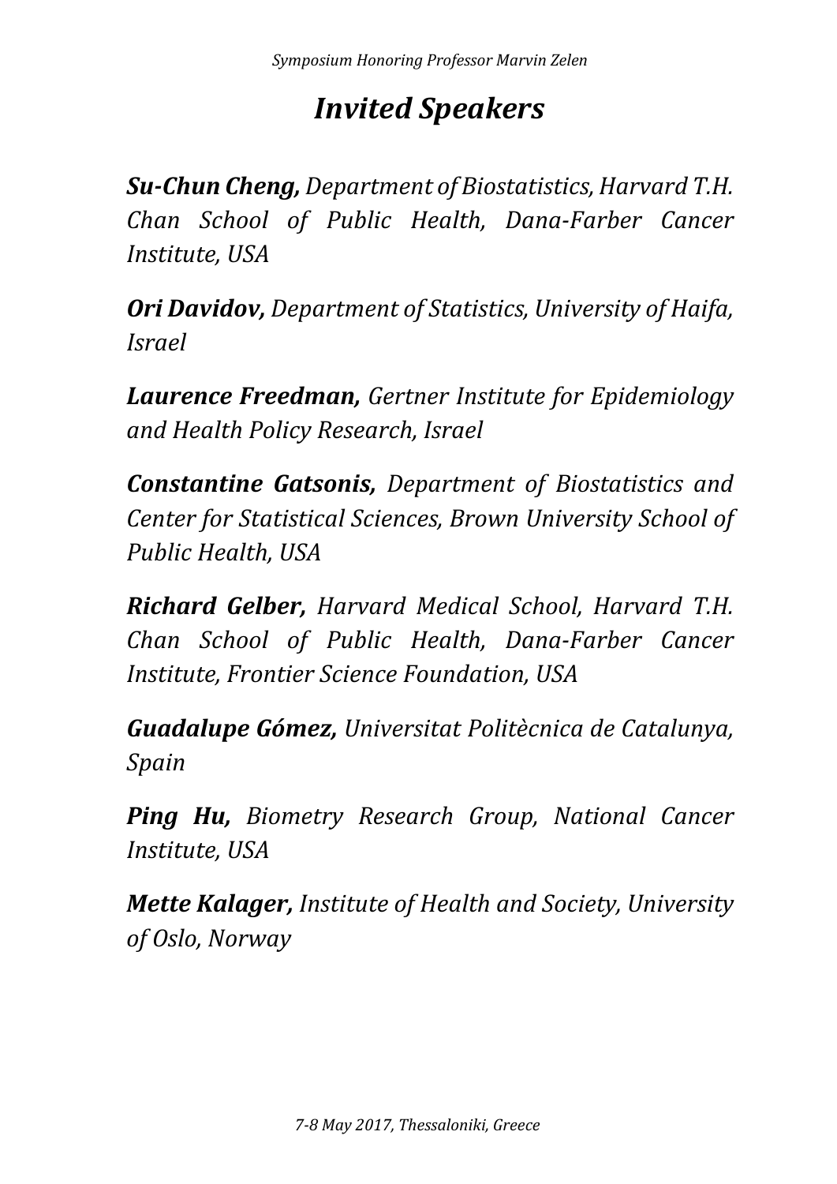# *Invited Speakers*

***Su-Chun Cheng,*** *Department of Biostatistics, Harvard T.H. Chan School of Public Health, Dana-Farber Cancer Institute, USA*

***Ori Davidov,*** *Department of Statistics, University of Haifa, Israel*

***Laurence Freedman,*** *Gertner Institute for Epidemiology and Health Policy Research, Israel*

***Constantine Gatsonis,*** *Department of Biostatistics and Center for Statistical Sciences, Brown University School of Public Health, USA*

***Richard Gelber,*** *Harvard Medical School, Harvard T.H. Chan School of Public Health, Dana-Farber Cancer Institute, Frontier Science Foundation, USA*

***Guadalupe Gómez,*** *Universitat Politècnica de Catalunya, Spain*

***Ping Hu,*** *Biometry Research Group, National Cancer Institute, USA*

***Mette Kalager,*** *Institute of Health and Society, University of Oslo, Norway*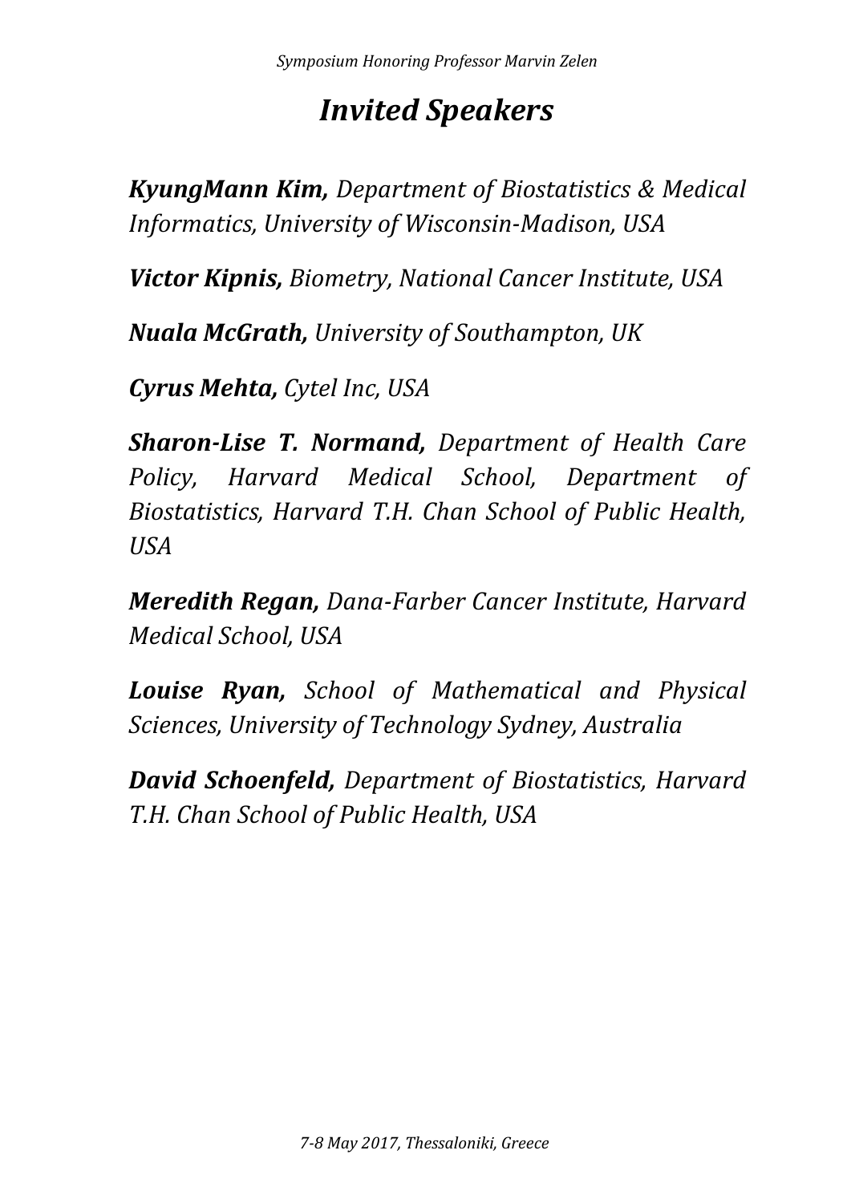# *Invited Speakers*

***KyungMann Kim,*** *Department of Biostatistics & Medical Informatics, University of Wisconsin-Madison, USA*

***Victor Kipnis,*** *Biometry, National Cancer Institute, USA*

***Nuala McGrath,*** *University of Southampton, UK*

***Cyrus Mehta,*** *Cytel Inc, USA*

***Sharon-Lise T. Normand,*** *Department of Health Care Policy, Harvard Medical School, Department of Biostatistics, Harvard T.H. Chan School of Public Health, USA*

***Meredith Regan,*** *Dana-Farber Cancer Institute, Harvard Medical School, USA*

***Louise Ryan,*** *School of Mathematical and Physical Sciences, University of Technology Sydney, Australia*

***David Schoenfeld,*** *Department of Biostatistics, Harvard T.H. Chan School of Public Health, USA*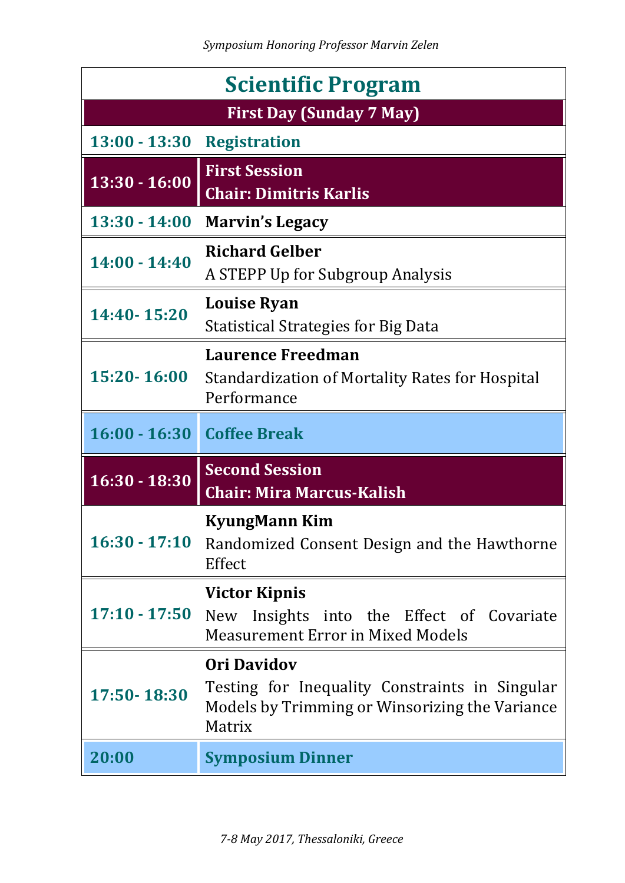# Scientific Program

| First Day (Sunday 7 May) | |
|---|---|
| **13:00 - 13:30** | **Registration** |
| **13:30 - 16:00** | **First Session**<br>**Chair: Dimitris Karlis** |
| **13:30 - 14:00** | **Marvin's Legacy** |
| **14:00 - 14:40** | **Richard Gelber**<br>A STEPP Up for Subgroup Analysis |
| **14:40- 15:20** | **Louise Ryan**<br>Statistical Strategies for Big Data |
| **15:20- 16:00** | **Laurence Freedman**<br>Standardization of Mortality Rates for Hospital Performance |
| **16:00 - 16:30** | **Coffee Break** |
| **16:30 - 18:30** | **Second Session**<br>**Chair: Mira Marcus-Kalish** |
| **16:30 - 17:10** | **KyungMann Kim**<br>Randomized Consent Design and the Hawthorne Effect |
| **17:10 - 17:50** | **Victor Kipnis**<br>New Insights into the Effect of Covariate Measurement Error in Mixed Models |
| **17:50- 18:30** | **Ori Davidov**<br>Testing for Inequality Constraints in Singular Models by Trimming or Winsorizing the Variance Matrix |
| **20:00** | **Symposium Dinner** |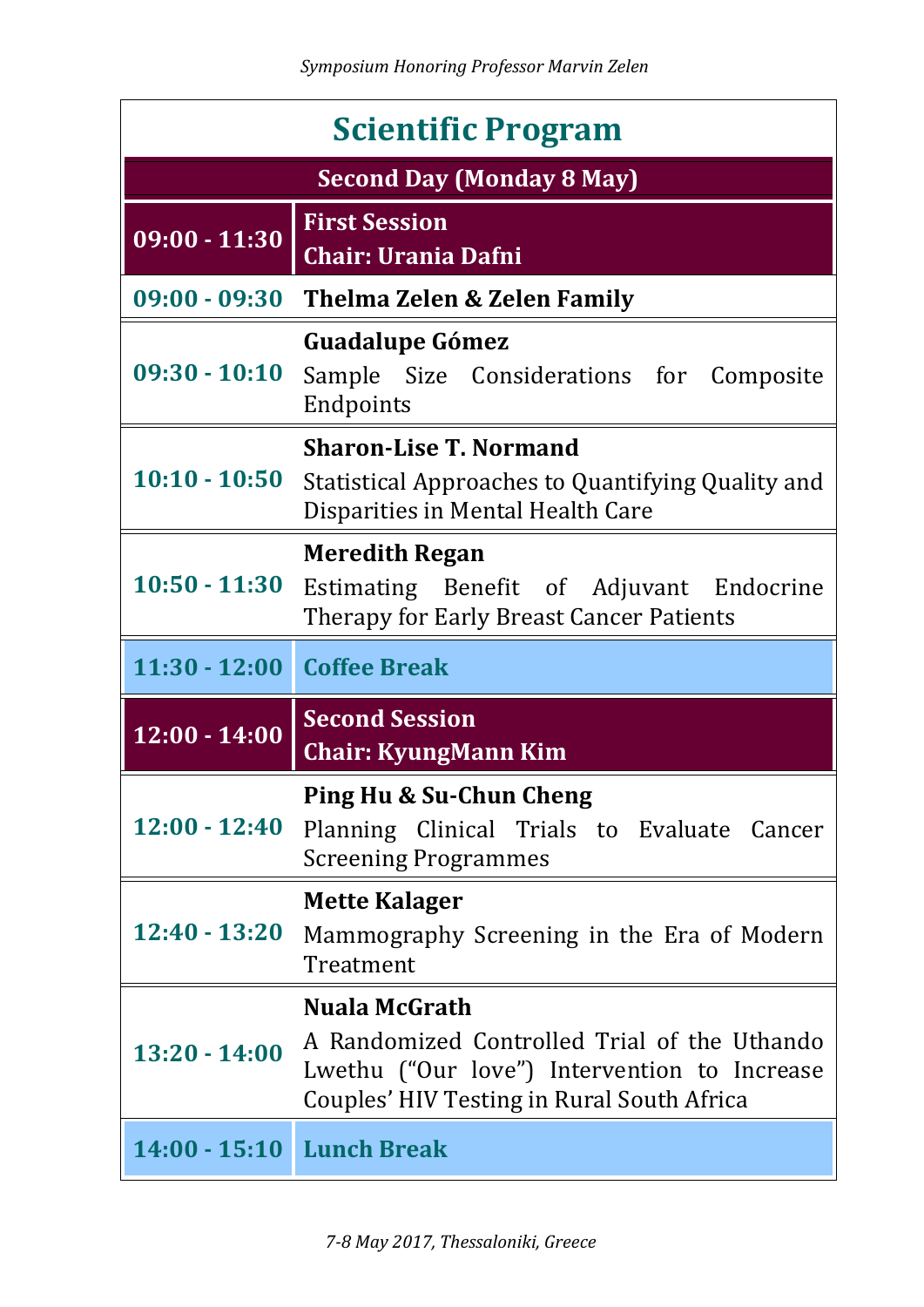# Scientific Program

| Second Day (Monday 8 May) | |
|---|---|
| **09:00 - 11:30** | **First Session**<br>**Chair: Urania Dafni** |
| **09:00 - 09:30** | **Thelma Zelen & Zelen Family** |
| **09:30 - 10:10** | **Guadalupe Gómez**<br>Sample Size Considerations for Composite Endpoints |
| **10:10 - 10:50** | **Sharon-Lise T. Normand**<br>Statistical Approaches to Quantifying Quality and Disparities in Mental Health Care |
| **10:50 - 11:30** | **Meredith Regan**<br>Estimating Benefit of Adjuvant Endocrine Therapy for Early Breast Cancer Patients |
| **11:30 - 12:00** | **Coffee Break** |
| **12:00 - 14:00** | **Second Session**<br>**Chair: KyungMann Kim** |
| **12:00 - 12:40** | **Ping Hu & Su-Chun Cheng**<br>Planning Clinical Trials to Evaluate Cancer Screening Programmes |
| **12:40 - 13:20** | **Mette Kalager**<br>Mammography Screening in the Era of Modern Treatment |
| **13:20 - 14:00** | **Nuala McGrath**<br>A Randomized Controlled Trial of the Uthando Lwethu ("Our love") Intervention to Increase Couples' HIV Testing in Rural South Africa |
| **14:00 - 15:10** | **Lunch Break** |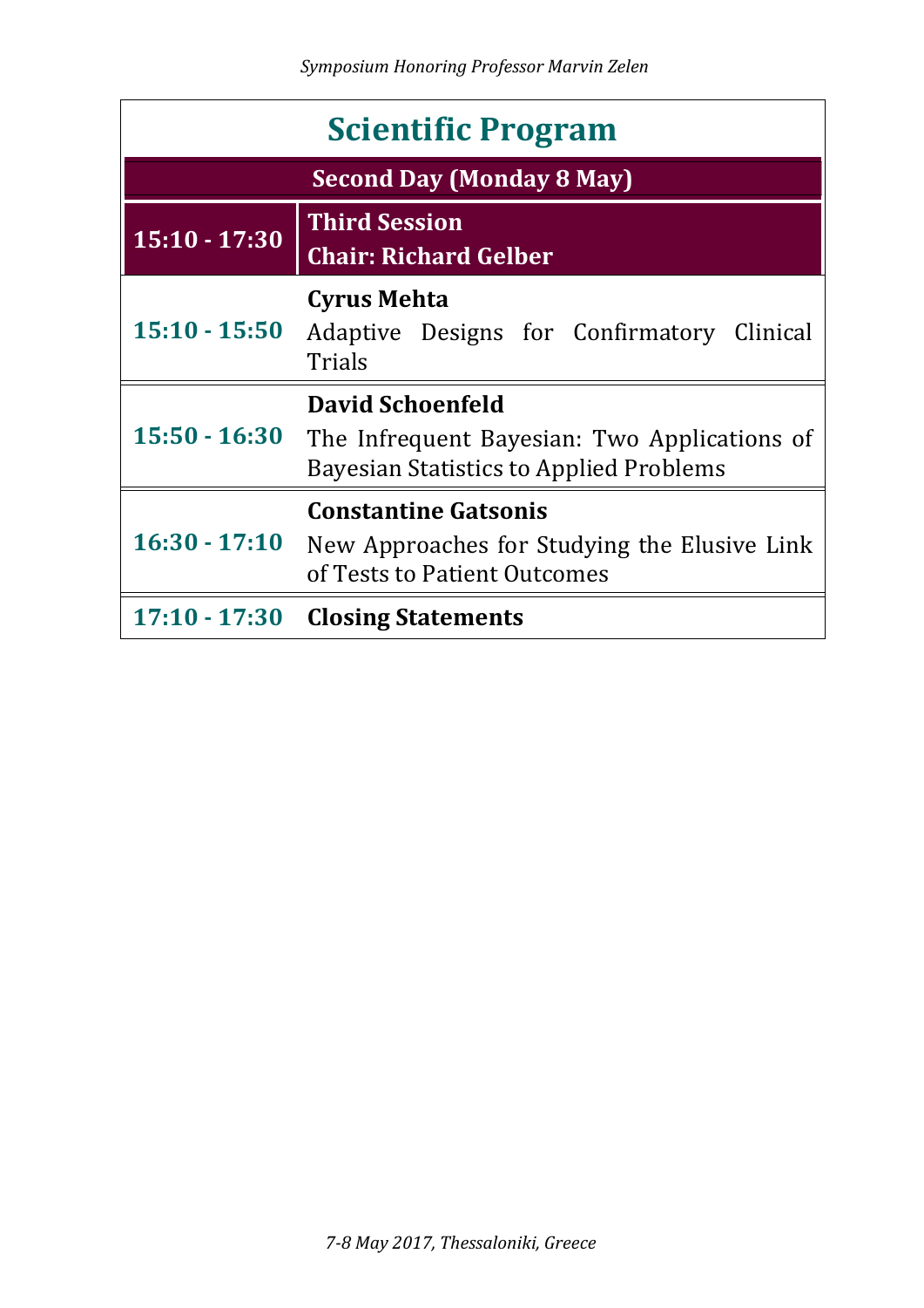# Scientific Program

| Second Day (Monday 8 May) | |
|---|---|
| **15:10 - 17:30** | **Third Session**<br>**Chair: Richard Gelber** |
| **15:10 - 15:50** | **Cyrus Mehta**<br>Adaptive Designs for Confirmatory Clinical Trials |
| **15:50 - 16:30** | **David Schoenfeld**<br>The Infrequent Bayesian: Two Applications of Bayesian Statistics to Applied Problems |
| **16:30 - 17:10** | **Constantine Gatsonis**<br>New Approaches for Studying the Elusive Link of Tests to Patient Outcomes |
| **17:10 - 17:30** | **Closing Statements** |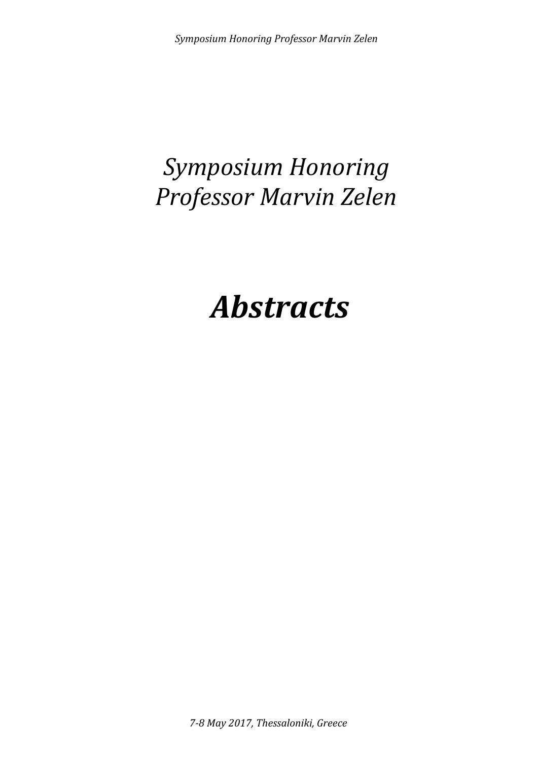# *Symposium Honoring Professor Marvin Zelen*

# ***Abstracts***

*7-8 May 2017, Thessaloniki, Greece*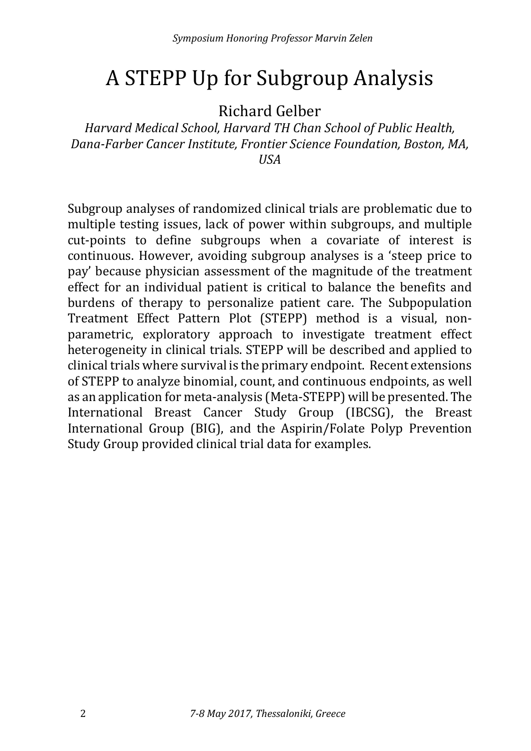# A STEPP Up for Subgroup Analysis

Richard Gelber

*Harvard Medical School, Harvard TH Chan School of Public Health, Dana-Farber Cancer Institute, Frontier Science Foundation, Boston, MA, USA*

Subgroup analyses of randomized clinical trials are problematic due to multiple testing issues, lack of power within subgroups, and multiple cut-points to define subgroups when a covariate of interest is continuous. However, avoiding subgroup analyses is a 'steep price to pay' because physician assessment of the magnitude of the treatment effect for an individual patient is critical to balance the benefits and burdens of therapy to personalize patient care. The Subpopulation Treatment Effect Pattern Plot (STEPP) method is a visual, non-parametric, exploratory approach to investigate treatment effect heterogeneity in clinical trials. STEPP will be described and applied to clinical trials where survival is the primary endpoint. Recent extensions of STEPP to analyze binomial, count, and continuous endpoints, as well as an application for meta-analysis (Meta-STEPP) will be presented. The International Breast Cancer Study Group (IBCSG), the Breast International Group (BIG), and the Aspirin/Folate Polyp Prevention Study Group provided clinical trial data for examples.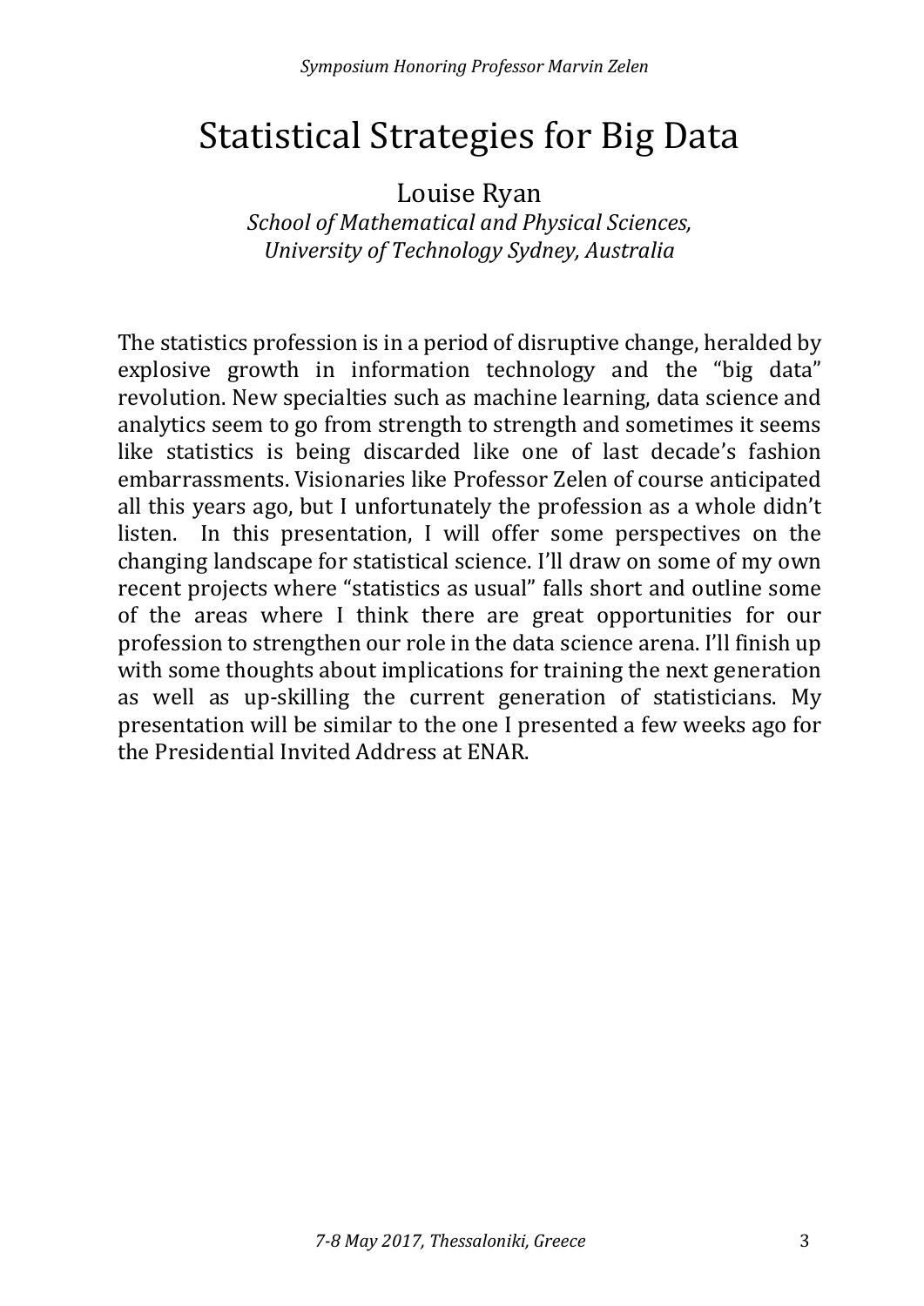# Statistical Strategies for Big Data

Louise Ryan

*School of Mathematical and Physical Sciences, University of Technology Sydney, Australia*

The statistics profession is in a period of disruptive change, heralded by explosive growth in information technology and the "big data" revolution. New specialties such as machine learning, data science and analytics seem to go from strength to strength and sometimes it seems like statistics is being discarded like one of last decade's fashion embarrassments. Visionaries like Professor Zelen of course anticipated all this years ago, but I unfortunately the profession as a whole didn't listen. In this presentation, I will offer some perspectives on the changing landscape for statistical science. I'll draw on some of my own recent projects where "statistics as usual" falls short and outline some of the areas where I think there are great opportunities for our profession to strengthen our role in the data science arena. I'll finish up with some thoughts about implications for training the next generation as well as up-skilling the current generation of statisticians. My presentation will be similar to the one I presented a few weeks ago for the Presidential Invited Address at ENAR.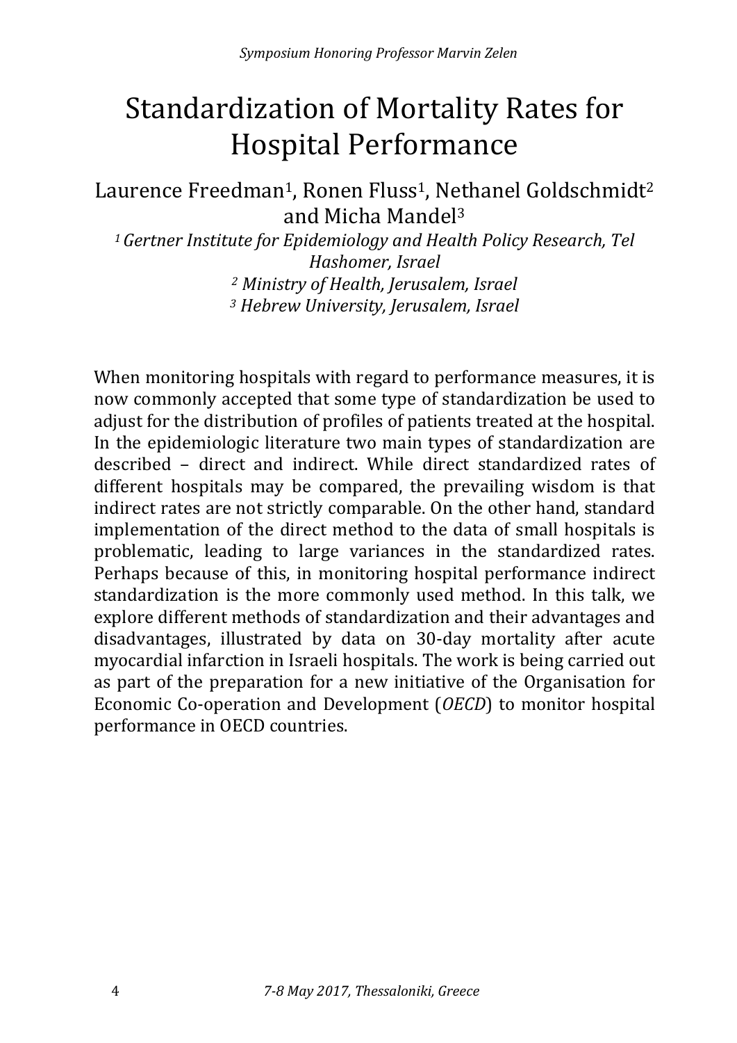# Standardization of Mortality Rates for Hospital Performance

Laurence Freedman[1], Ronen Fluss[1], Nethanel Goldschmidt[2] and Micha Mandel[3]

[1] *Gertner Institute for Epidemiology and Health Policy Research, Tel Hashomer, Israel*

[2] *Ministry of Health, Jerusalem, Israel*

[3] *Hebrew University, Jerusalem, Israel*

When monitoring hospitals with regard to performance measures, it is now commonly accepted that some type of standardization be used to adjust for the distribution of profiles of patients treated at the hospital. In the epidemiologic literature two main types of standardization are described – direct and indirect. While direct standardized rates of different hospitals may be compared, the prevailing wisdom is that indirect rates are not strictly comparable. On the other hand, standard implementation of the direct method to the data of small hospitals is problematic, leading to large variances in the standardized rates. Perhaps because of this, in monitoring hospital performance indirect standardization is the more commonly used method. In this talk, we explore different methods of standardization and their advantages and disadvantages, illustrated by data on 30-day mortality after acute myocardial infarction in Israeli hospitals. The work is being carried out as part of the preparation for a new initiative of the Organisation for Economic Co-operation and Development (*OECD*) to monitor hospital performance in OECD countries.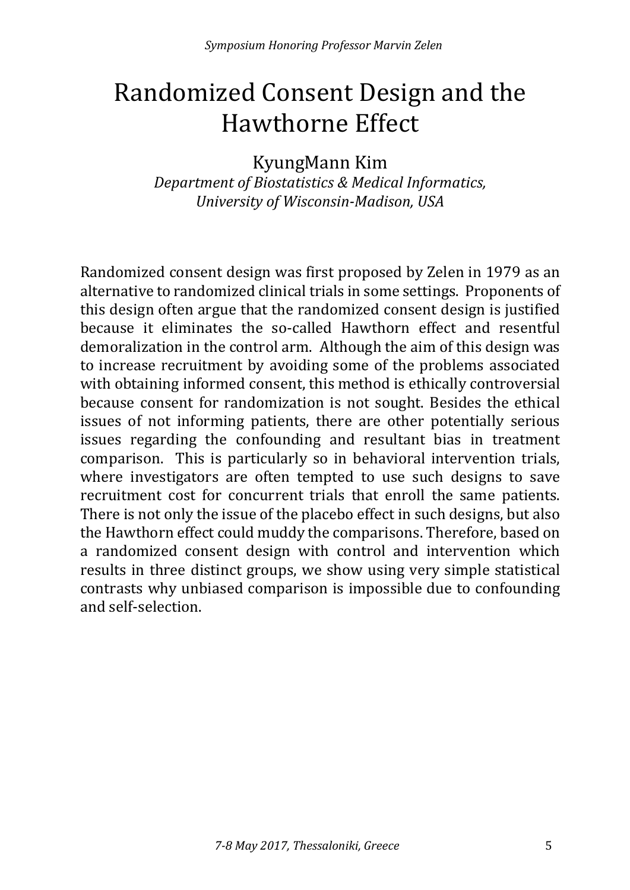# Randomized Consent Design and the Hawthorne Effect

KyungMann Kim

*Department of Biostatistics & Medical Informatics, University of Wisconsin-Madison, USA*

Randomized consent design was first proposed by Zelen in 1979 as an alternative to randomized clinical trials in some settings. Proponents of this design often argue that the randomized consent design is justified because it eliminates the so-called Hawthorn effect and resentful demoralization in the control arm. Although the aim of this design was to increase recruitment by avoiding some of the problems associated with obtaining informed consent, this method is ethically controversial because consent for randomization is not sought. Besides the ethical issues of not informing patients, there are other potentially serious issues regarding the confounding and resultant bias in treatment comparison. This is particularly so in behavioral intervention trials, where investigators are often tempted to use such designs to save recruitment cost for concurrent trials that enroll the same patients. There is not only the issue of the placebo effect in such designs, but also the Hawthorn effect could muddy the comparisons. Therefore, based on a randomized consent design with control and intervention which results in three distinct groups, we show using very simple statistical contrasts why unbiased comparison is impossible due to confounding and self-selection.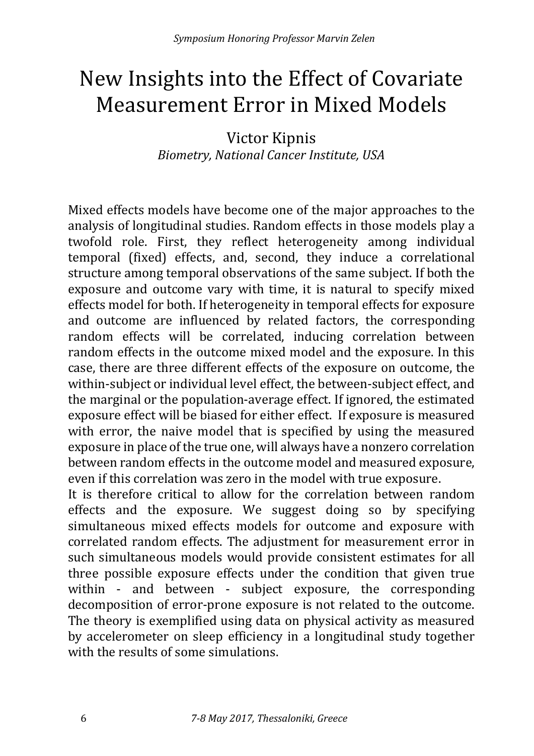# New Insights into the Effect of Covariate Measurement Error in Mixed Models

Victor Kipnis
*Biometry, National Cancer Institute, USA*

Mixed effects models have become one of the major approaches to the analysis of longitudinal studies. Random effects in those models play a twofold role. First, they reflect heterogeneity among individual temporal (fixed) effects, and, second, they induce a correlational structure among temporal observations of the same subject. If both the exposure and outcome vary with time, it is natural to specify mixed effects model for both. If heterogeneity in temporal effects for exposure and outcome are influenced by related factors, the corresponding random effects will be correlated, inducing correlation between random effects in the outcome mixed model and the exposure. In this case, there are three different effects of the exposure on outcome, the within-subject or individual level effect, the between-subject effect, and the marginal or the population-average effect. If ignored, the estimated exposure effect will be biased for either effect. If exposure is measured with error, the naive model that is specified by using the measured exposure in place of the true one, will always have a nonzero correlation between random effects in the outcome model and measured exposure, even if this correlation was zero in the model with true exposure.

It is therefore critical to allow for the correlation between random effects and the exposure. We suggest doing so by specifying simultaneous mixed effects models for outcome and exposure with correlated random effects. The adjustment for measurement error in such simultaneous models would provide consistent estimates for all three possible exposure effects under the condition that given true within - and between - subject exposure, the corresponding decomposition of error-prone exposure is not related to the outcome. The theory is exemplified using data on physical activity as measured by accelerometer on sleep efficiency in a longitudinal study together with the results of some simulations.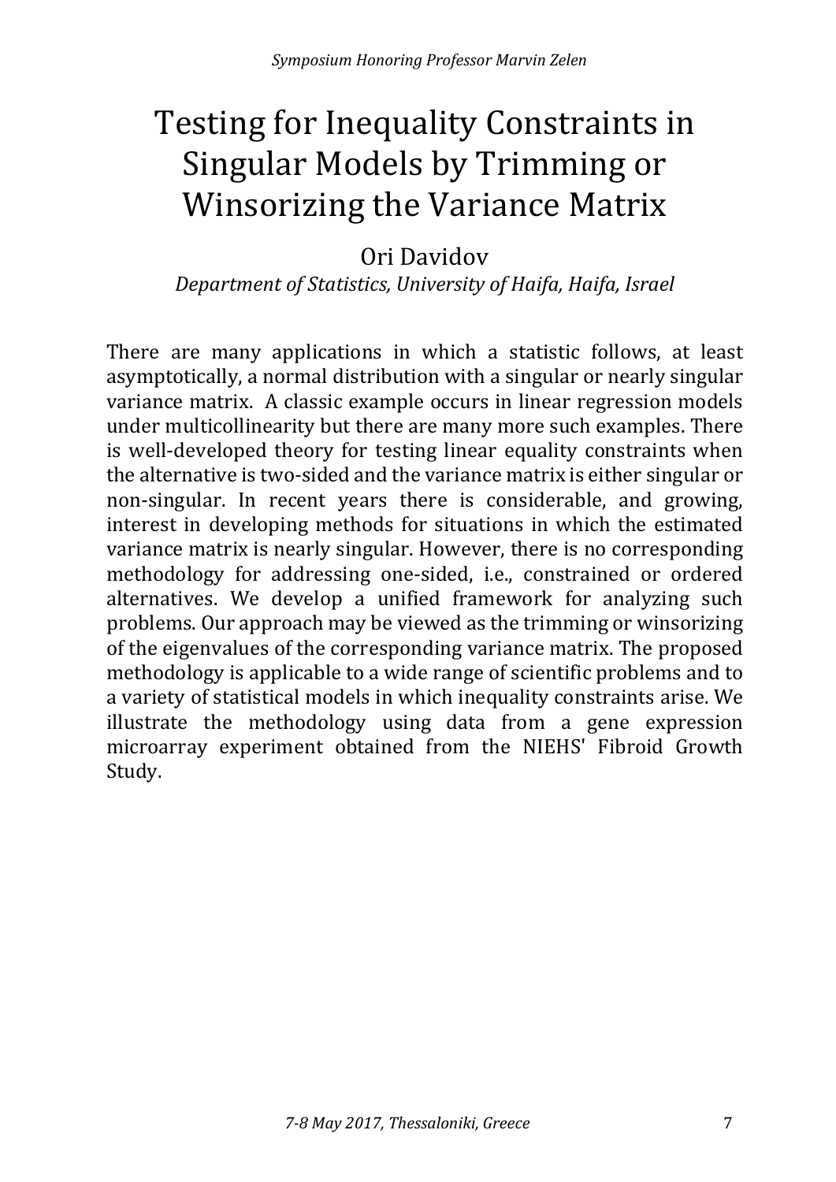# Testing for Inequality Constraints in Singular Models by Trimming or Winsorizing the Variance Matrix

Ori Davidov

*Department of Statistics, University of Haifa, Haifa, Israel*

There are many applications in which a statistic follows, at least asymptotically, a normal distribution with a singular or nearly singular variance matrix. A classic example occurs in linear regression models under multicollinearity but there are many more such examples. There is well-developed theory for testing linear equality constraints when the alternative is two-sided and the variance matrix is either singular or non-singular. In recent years there is considerable, and growing, interest in developing methods for situations in which the estimated variance matrix is nearly singular. However, there is no corresponding methodology for addressing one-sided, i.e., constrained or ordered alternatives. We develop a unified framework for analyzing such problems. Our approach may be viewed as the trimming or winsorizing of the eigenvalues of the corresponding variance matrix. The proposed methodology is applicable to a wide range of scientific problems and to a variety of statistical models in which inequality constraints arise. We illustrate the methodology using data from a gene expression microarray experiment obtained from the NIEHS' Fibroid Growth Study.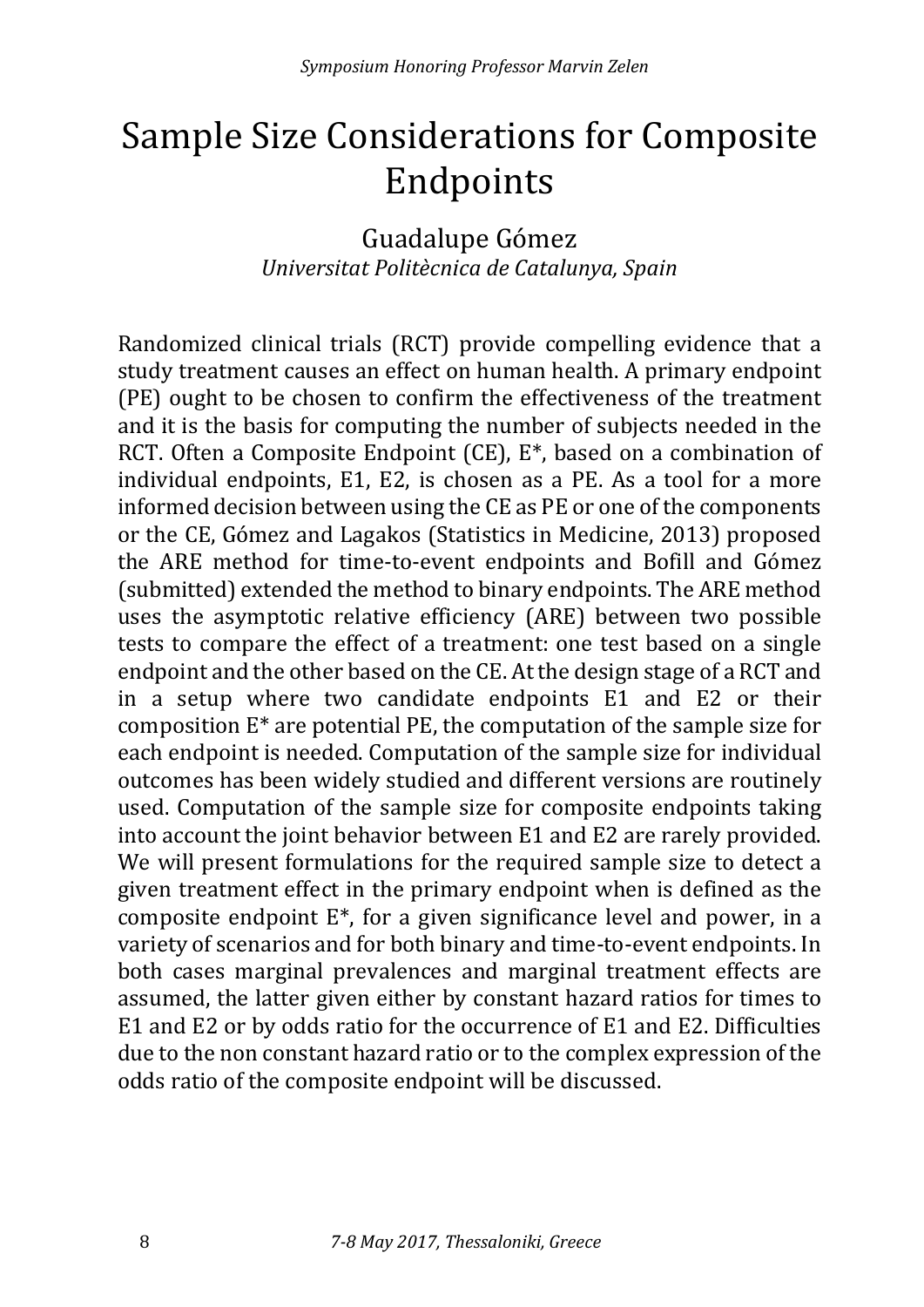# Sample Size Considerations for Composite Endpoints

Guadalupe Gómez
*Universitat Politècnica de Catalunya, Spain*

Randomized clinical trials (RCT) provide compelling evidence that a study treatment causes an effect on human health. A primary endpoint (PE) ought to be chosen to confirm the effectiveness of the treatment and it is the basis for computing the number of subjects needed in the RCT. Often a Composite Endpoint (CE), E*, based on a combination of individual endpoints, E1, E2, is chosen as a PE. As a tool for a more informed decision between using the CE as PE or one of the components or the CE, Gómez and Lagakos (Statistics in Medicine, 2013) proposed the ARE method for time-to-event endpoints and Bofill and Gómez (submitted) extended the method to binary endpoints. The ARE method uses the asymptotic relative efficiency (ARE) between two possible tests to compare the effect of a treatment: one test based on a single endpoint and the other based on the CE. At the design stage of a RCT and in a setup where two candidate endpoints E1 and E2 or their composition E* are potential PE, the computation of the sample size for each endpoint is needed. Computation of the sample size for individual outcomes has been widely studied and different versions are routinely used. Computation of the sample size for composite endpoints taking into account the joint behavior between E1 and E2 are rarely provided. We will present formulations for the required sample size to detect a given treatment effect in the primary endpoint when is defined as the composite endpoint E*, for a given significance level and power, in a variety of scenarios and for both binary and time-to-event endpoints. In both cases marginal prevalences and marginal treatment effects are assumed, the latter given either by constant hazard ratios for times to E1 and E2 or by odds ratio for the occurrence of E1 and E2. Difficulties due to the non constant hazard ratio or to the complex expression of the odds ratio of the composite endpoint will be discussed.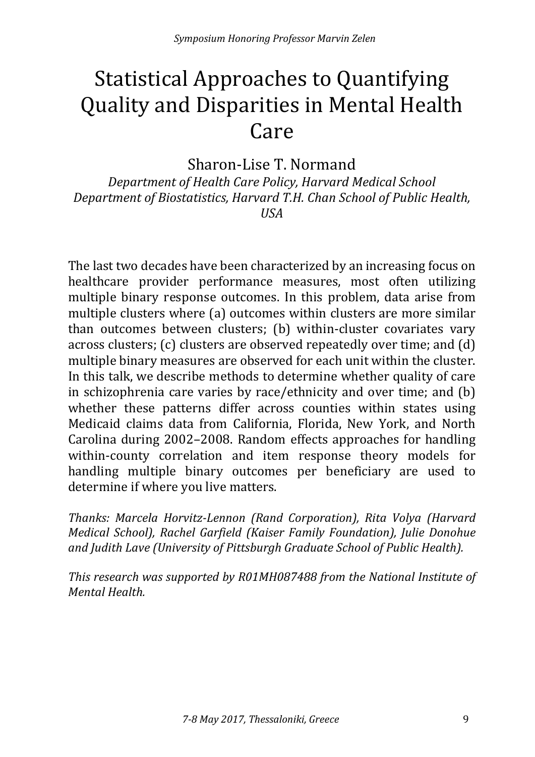# Statistical Approaches to Quantifying Quality and Disparities in Mental Health Care

Sharon-Lise T. Normand

*Department of Health Care Policy, Harvard Medical School*
*Department of Biostatistics, Harvard T.H. Chan School of Public Health, USA*

The last two decades have been characterized by an increasing focus on healthcare provider performance measures, most often utilizing multiple binary response outcomes. In this problem, data arise from multiple clusters where (a) outcomes within clusters are more similar than outcomes between clusters; (b) within-cluster covariates vary across clusters; (c) clusters are observed repeatedly over time; and (d) multiple binary measures are observed for each unit within the cluster. In this talk, we describe methods to determine whether quality of care in schizophrenia care varies by race/ethnicity and over time; and (b) whether these patterns differ across counties within states using Medicaid claims data from California, Florida, New York, and North Carolina during 2002–2008. Random effects approaches for handling within-county correlation and item response theory models for handling multiple binary outcomes per beneficiary are used to determine if where you live matters.

*Thanks: Marcela Horvitz-Lennon (Rand Corporation), Rita Volya (Harvard Medical School), Rachel Garfield (Kaiser Family Foundation), Julie Donohue and Judith Lave (University of Pittsburgh Graduate School of Public Health).*

*This research was supported by R01MH087488 from the National Institute of Mental Health.*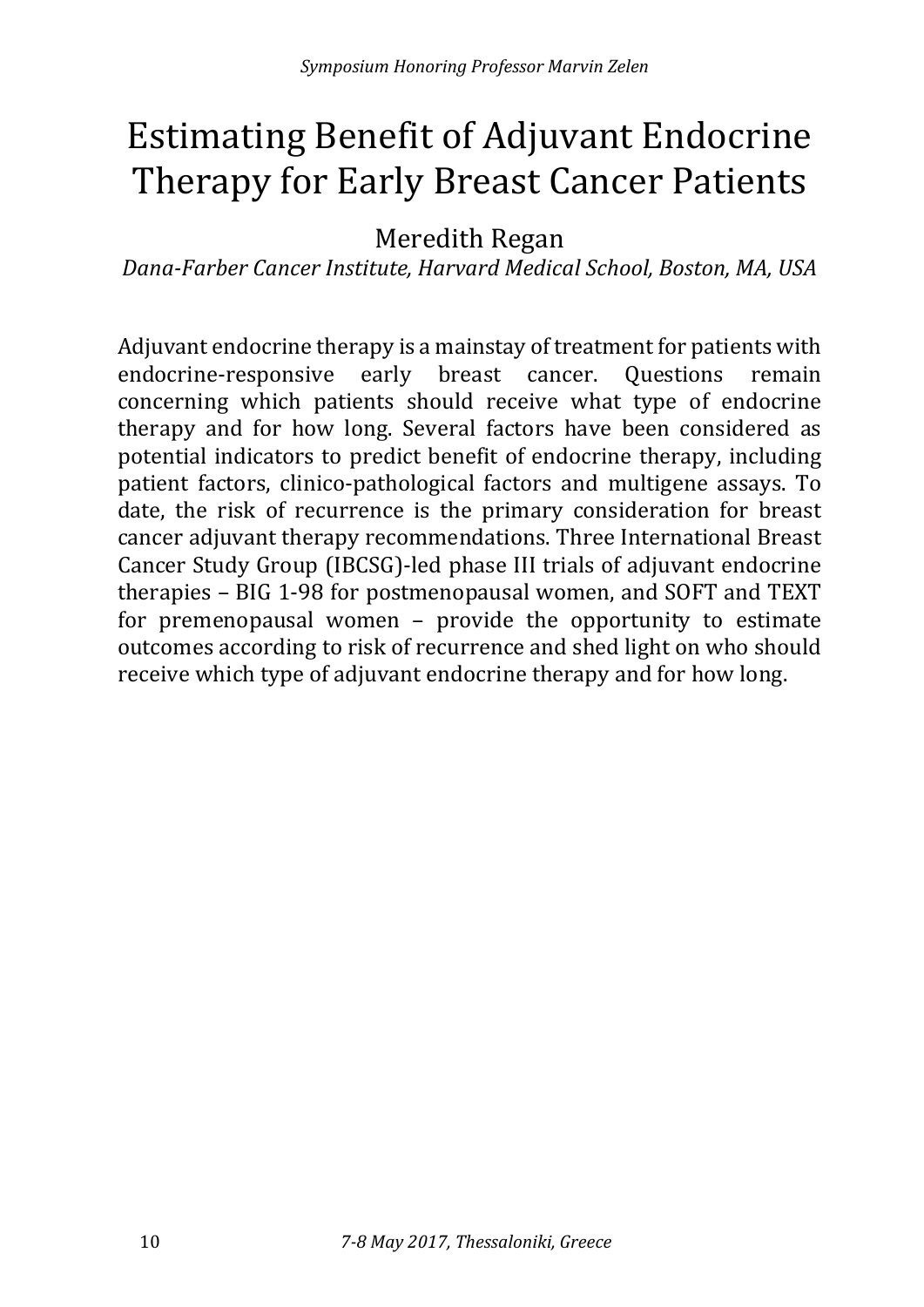# Estimating Benefit of Adjuvant Endocrine Therapy for Early Breast Cancer Patients

Meredith Regan

*Dana-Farber Cancer Institute, Harvard Medical School, Boston, MA, USA*

Adjuvant endocrine therapy is a mainstay of treatment for patients with endocrine-responsive early breast cancer. Questions remain concerning which patients should receive what type of endocrine therapy and for how long. Several factors have been considered as potential indicators to predict benefit of endocrine therapy, including patient factors, clinico-pathological factors and multigene assays. To date, the risk of recurrence is the primary consideration for breast cancer adjuvant therapy recommendations. Three International Breast Cancer Study Group (IBCSG)-led phase III trials of adjuvant endocrine therapies – BIG 1-98 for postmenopausal women, and SOFT and TEXT for premenopausal women – provide the opportunity to estimate outcomes according to risk of recurrence and shed light on who should receive which type of adjuvant endocrine therapy and for how long.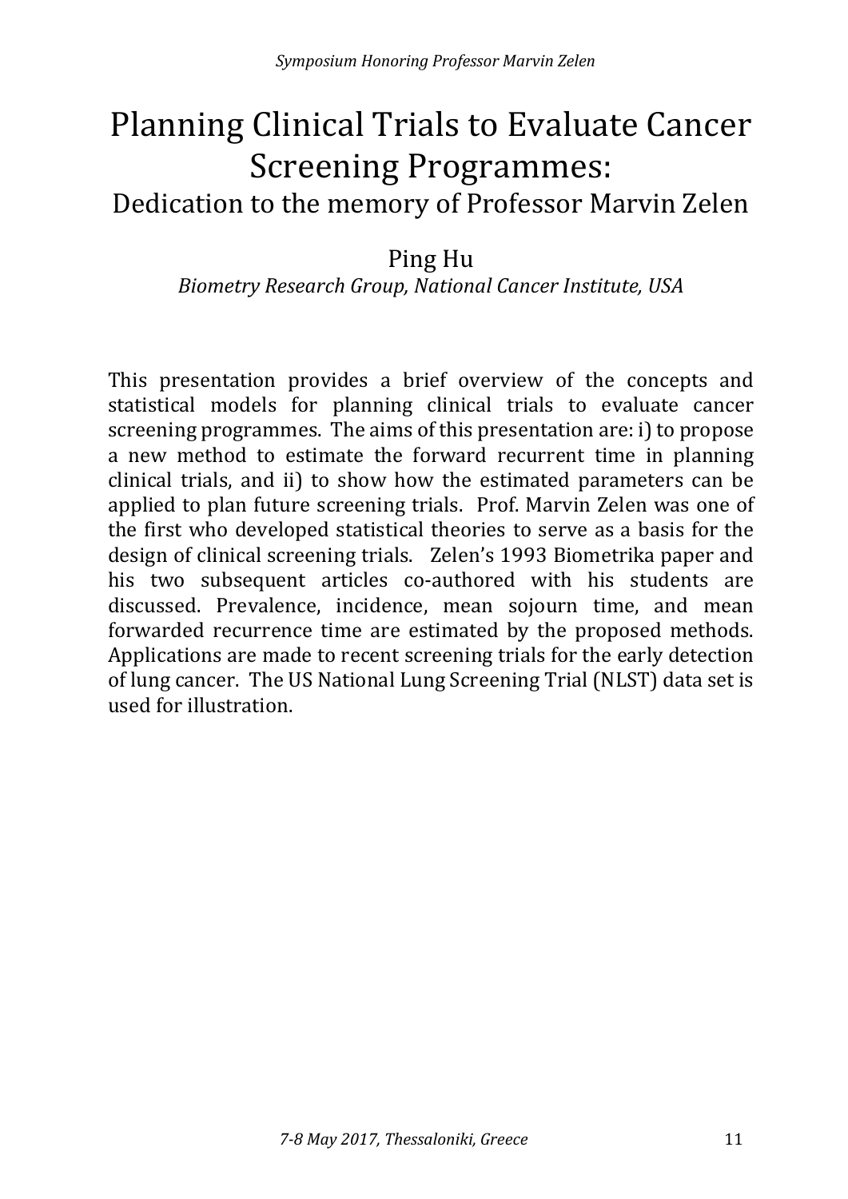# Planning Clinical Trials to Evaluate Cancer Screening Programmes:

## Dedication to the memory of Professor Marvin Zelen

Ping Hu

*Biometry Research Group, National Cancer Institute, USA*

This presentation provides a brief overview of the concepts and statistical models for planning clinical trials to evaluate cancer screening programmes. The aims of this presentation are: i) to propose a new method to estimate the forward recurrent time in planning clinical trials, and ii) to show how the estimated parameters can be applied to plan future screening trials. Prof. Marvin Zelen was one of the first who developed statistical theories to serve as a basis for the design of clinical screening trials. Zelen's 1993 Biometrika paper and his two subsequent articles co-authored with his students are discussed. Prevalence, incidence, mean sojourn time, and mean forwarded recurrence time are estimated by the proposed methods. Applications are made to recent screening trials for the early detection of lung cancer. The US National Lung Screening Trial (NLST) data set is used for illustration.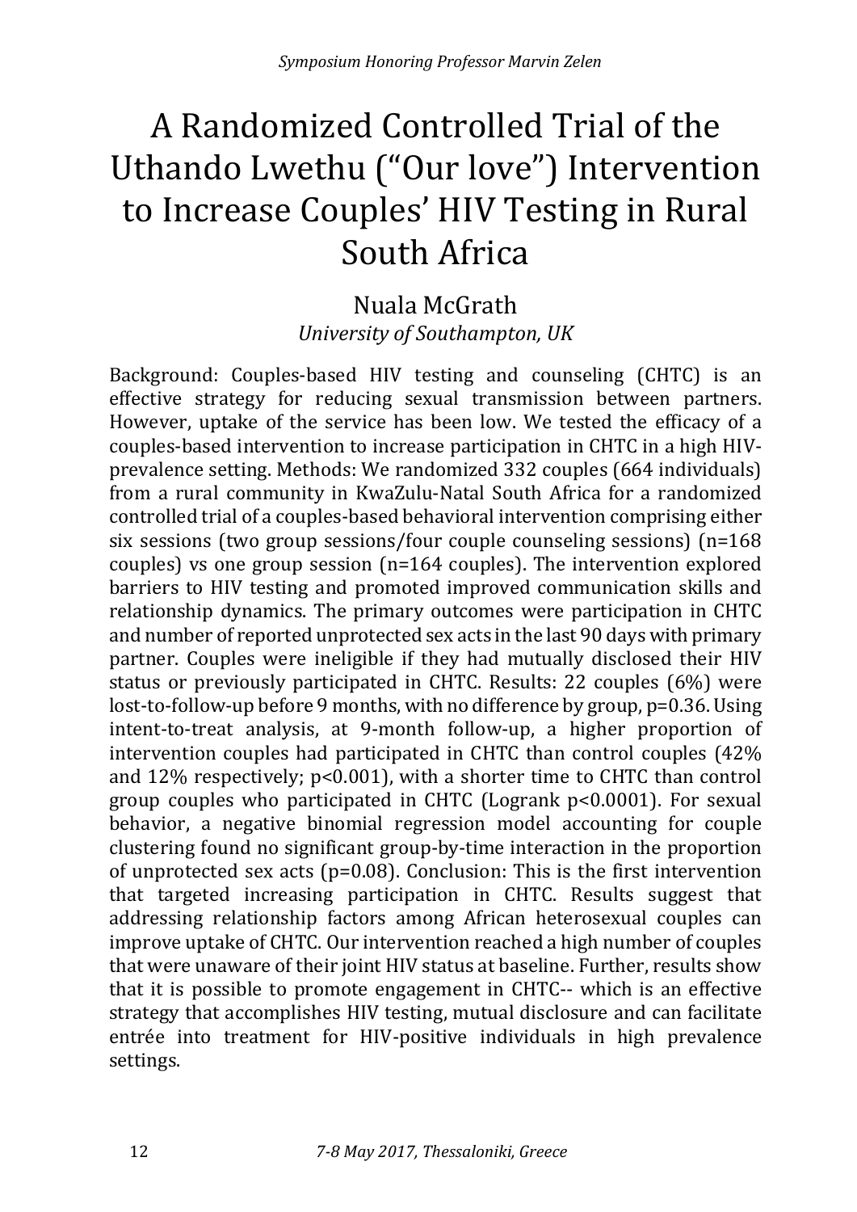# A Randomized Controlled Trial of the Uthando Lwethu ("Our love") Intervention to Increase Couples' HIV Testing in Rural South Africa

## Nuala McGrath

*University of Southampton, UK*

Background: Couples-based HIV testing and counseling (CHTC) is an effective strategy for reducing sexual transmission between partners. However, uptake of the service has been low. We tested the efficacy of a couples-based intervention to increase participation in CHTC in a high HIV-prevalence setting. Methods: We randomized 332 couples (664 individuals) from a rural community in KwaZulu-Natal South Africa for a randomized controlled trial of a couples-based behavioral intervention comprising either six sessions (two group sessions/four couple counseling sessions) (n=168 couples) vs one group session (n=164 couples). The intervention explored barriers to HIV testing and promoted improved communication skills and relationship dynamics. The primary outcomes were participation in CHTC and number of reported unprotected sex acts in the last 90 days with primary partner. Couples were ineligible if they had mutually disclosed their HIV status or previously participated in CHTC. Results: 22 couples (6%) were lost-to-follow-up before 9 months, with no difference by group, p=0.36. Using intent-to-treat analysis, at 9-month follow-up, a higher proportion of intervention couples had participated in CHTC than control couples (42% and 12% respectively; p<0.001), with a shorter time to CHTC than control group couples who participated in CHTC (Logrank p<0.0001). For sexual behavior, a negative binomial regression model accounting for couple clustering found no significant group-by-time interaction in the proportion of unprotected sex acts (p=0.08). Conclusion: This is the first intervention that targeted increasing participation in CHTC. Results suggest that addressing relationship factors among African heterosexual couples can improve uptake of CHTC. Our intervention reached a high number of couples that were unaware of their joint HIV status at baseline. Further, results show that it is possible to promote engagement in CHTC-- which is an effective strategy that accomplishes HIV testing, mutual disclosure and can facilitate entrée into treatment for HIV-positive individuals in high prevalence settings.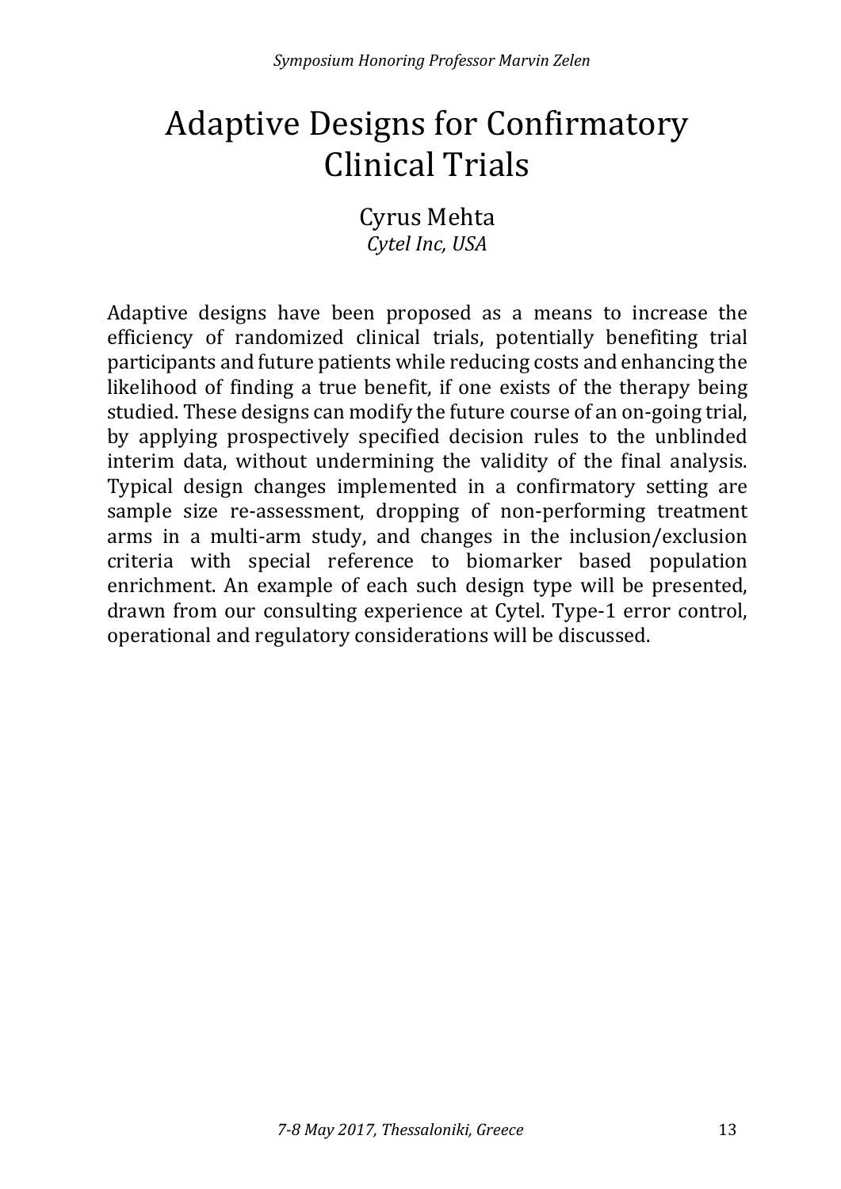# Adaptive Designs for Confirmatory Clinical Trials

Cyrus Mehta
*Cytel Inc, USA*

Adaptive designs have been proposed as a means to increase the efficiency of randomized clinical trials, potentially benefiting trial participants and future patients while reducing costs and enhancing the likelihood of finding a true benefit, if one exists of the therapy being studied. These designs can modify the future course of an on-going trial, by applying prospectively specified decision rules to the unblinded interim data, without undermining the validity of the final analysis. Typical design changes implemented in a confirmatory setting are sample size re-assessment, dropping of non-performing treatment arms in a multi-arm study, and changes in the inclusion/exclusion criteria with special reference to biomarker based population enrichment. An example of each such design type will be presented, drawn from our consulting experience at Cytel. Type-1 error control, operational and regulatory considerations will be discussed.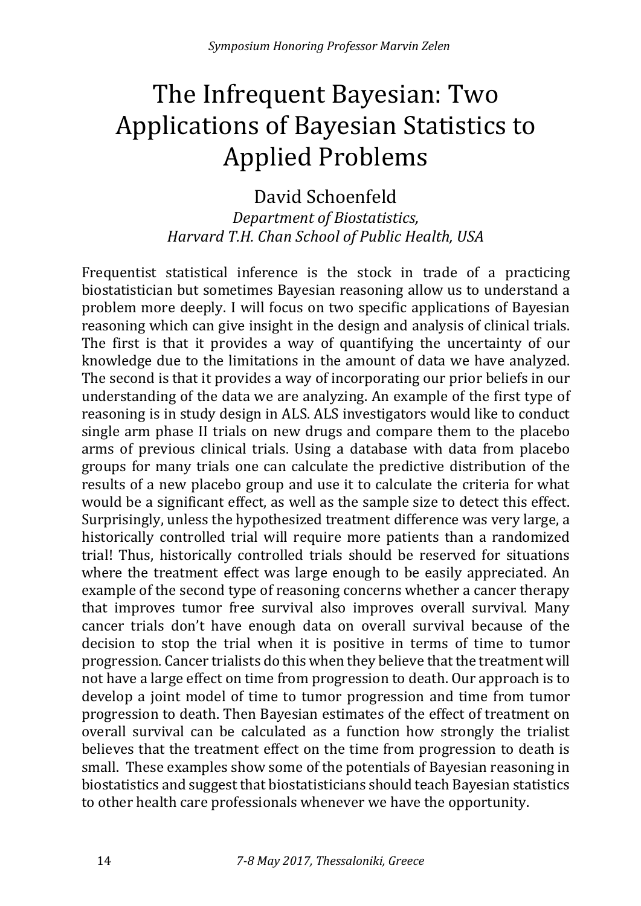# The Infrequent Bayesian: Two Applications of Bayesian Statistics to Applied Problems

David Schoenfeld

*Department of Biostatistics, Harvard T.H. Chan School of Public Health, USA*

Frequentist statistical inference is the stock in trade of a practicing biostatistician but sometimes Bayesian reasoning allow us to understand a problem more deeply. I will focus on two specific applications of Bayesian reasoning which can give insight in the design and analysis of clinical trials. The first is that it provides a way of quantifying the uncertainty of our knowledge due to the limitations in the amount of data we have analyzed. The second is that it provides a way of incorporating our prior beliefs in our understanding of the data we are analyzing. An example of the first type of reasoning is in study design in ALS. ALS investigators would like to conduct single arm phase II trials on new drugs and compare them to the placebo arms of previous clinical trials. Using a database with data from placebo groups for many trials one can calculate the predictive distribution of the results of a new placebo group and use it to calculate the criteria for what would be a significant effect, as well as the sample size to detect this effect. Surprisingly, unless the hypothesized treatment difference was very large, a historically controlled trial will require more patients than a randomized trial! Thus, historically controlled trials should be reserved for situations where the treatment effect was large enough to be easily appreciated. An example of the second type of reasoning concerns whether a cancer therapy that improves tumor free survival also improves overall survival. Many cancer trials don't have enough data on overall survival because of the decision to stop the trial when it is positive in terms of time to tumor progression. Cancer trialists do this when they believe that the treatment will not have a large effect on time from progression to death. Our approach is to develop a joint model of time to tumor progression and time from tumor progression to death. Then Bayesian estimates of the effect of treatment on overall survival can be calculated as a function how strongly the trialist believes that the treatment effect on the time from progression to death is small. These examples show some of the potentials of Bayesian reasoning in biostatistics and suggest that biostatisticians should teach Bayesian statistics to other health care professionals whenever we have the opportunity.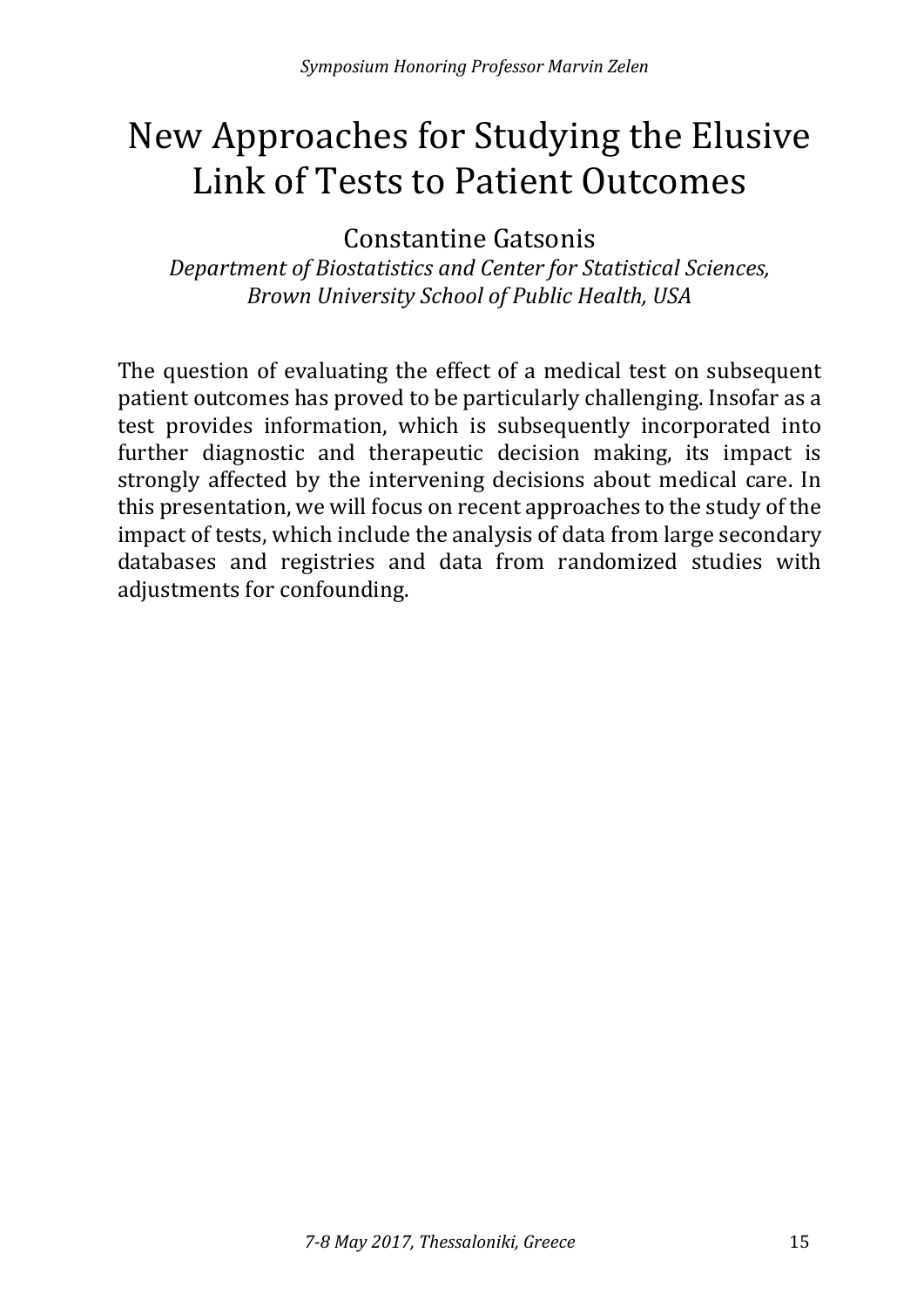# New Approaches for Studying the Elusive Link of Tests to Patient Outcomes

Constantine Gatsonis

*Department of Biostatistics and Center for Statistical Sciences, Brown University School of Public Health, USA*

The question of evaluating the effect of a medical test on subsequent patient outcomes has proved to be particularly challenging. Insofar as a test provides information, which is subsequently incorporated into further diagnostic and therapeutic decision making, its impact is strongly affected by the intervening decisions about medical care. In this presentation, we will focus on recent approaches to the study of the impact of tests, which include the analysis of data from large secondary databases and registries and data from randomized studies with adjustments for confounding.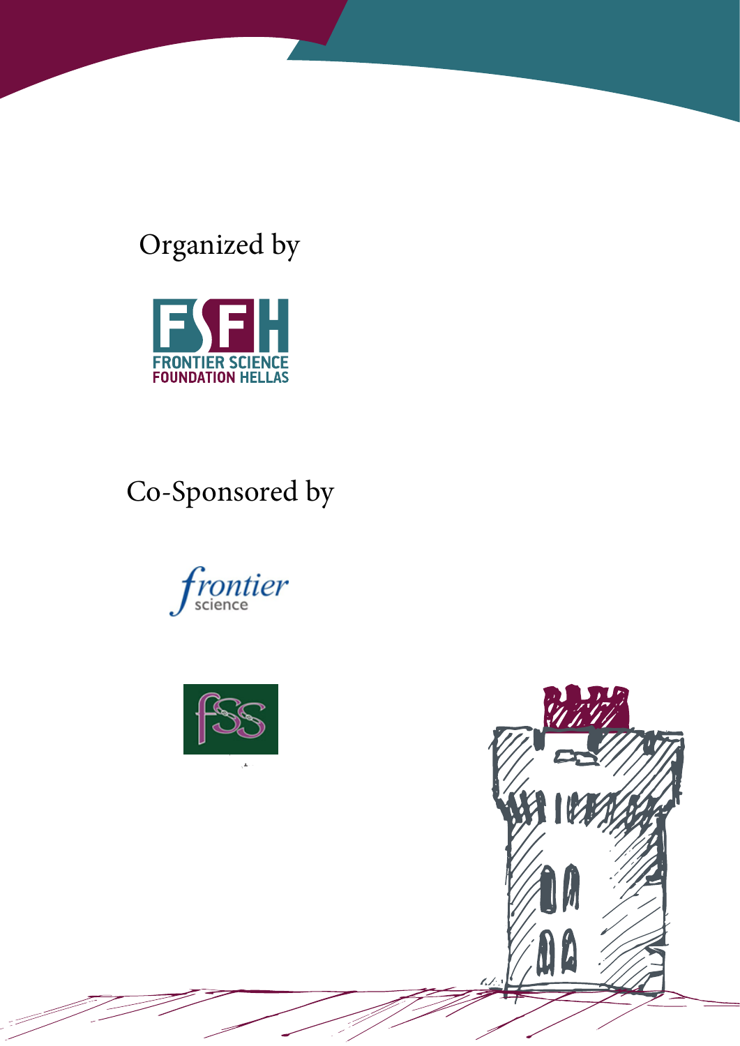Organized by

FSFH
FRONTIER SCIENCE
FOUNDATION HELLAS

Co-Sponsored by

frontier
science

fss